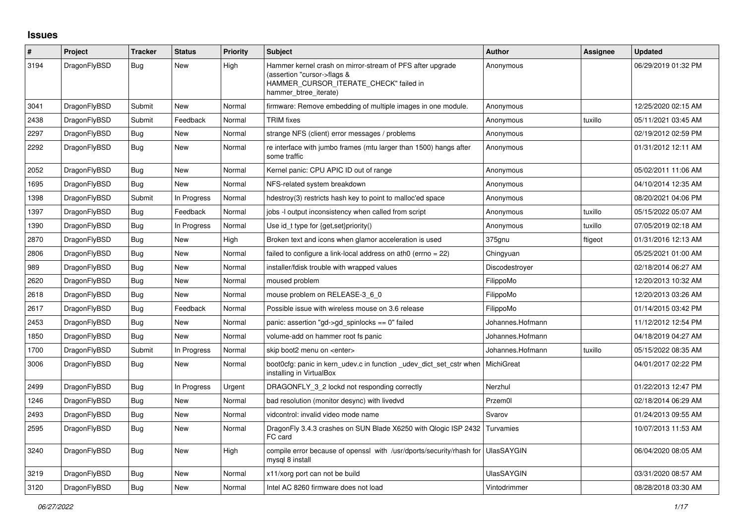## Issues

| # | Project | Tracker | Status | Priority | Subject | Author | Assignee | Updated |
|---|---|---|---|---|---|---|---|---|
| 3194 | DragonFlyBSD | Bug | New | High | Hammer kernel crash on mirror-stream of PFS after upgrade (assertion "cursor->flags & HAMMER_CURSOR_ITERATE_CHECK" failed in hammer_btree_iterate) | Anonymous | | 06/29/2019 01:32 PM |
| 3041 | DragonFlyBSD | Submit | New | Normal | firmware: Remove embedding of multiple images in one module. | Anonymous | | 12/25/2020 02:15 AM |
| 2438 | DragonFlyBSD | Submit | Feedback | Normal | TRIM fixes | Anonymous | tuxillo | 05/11/2021 03:45 AM |
| 2297 | DragonFlyBSD | Bug | New | Normal | strange NFS (client) error messages / problems | Anonymous | | 02/19/2012 02:59 PM |
| 2292 | DragonFlyBSD | Bug | New | Normal | re interface with jumbo frames (mtu larger than 1500) hangs after some traffic | Anonymous | | 01/31/2012 12:11 AM |
| 2052 | DragonFlyBSD | Bug | New | Normal | Kernel panic: CPU APIC ID out of range | Anonymous | | 05/02/2011 11:06 AM |
| 1695 | DragonFlyBSD | Bug | New | Normal | NFS-related system breakdown | Anonymous | | 04/10/2014 12:35 AM |
| 1398 | DragonFlyBSD | Submit | In Progress | Normal | hdestroy(3) restricts hash key to point to malloc'ed space | Anonymous | | 08/20/2021 04:06 PM |
| 1397 | DragonFlyBSD | Bug | Feedback | Normal | jobs -l output inconsistency when called from script | Anonymous | tuxillo | 05/15/2022 05:07 AM |
| 1390 | DragonFlyBSD | Bug | In Progress | Normal | Use id_t type for {get,set}priority() | Anonymous | tuxillo | 07/05/2019 02:18 AM |
| 2870 | DragonFlyBSD | Bug | New | High | Broken text and icons when glamor acceleration is used | 375gnu | ftigeot | 01/31/2016 12:13 AM |
| 2806 | DragonFlyBSD | Bug | New | Normal | failed to configure a link-local address on ath0 (errno = 22) | Chingyuan | | 05/25/2021 01:00 AM |
| 989 | DragonFlyBSD | Bug | New | Normal | installer/fdisk trouble with wrapped values | Discodestroyer | | 02/18/2014 06:27 AM |
| 2620 | DragonFlyBSD | Bug | New | Normal | moused problem | FilippoMo | | 12/20/2013 10:32 AM |
| 2618 | DragonFlyBSD | Bug | New | Normal | mouse problem on RELEASE-3_6_0 | FilippoMo | | 12/20/2013 03:26 AM |
| 2617 | DragonFlyBSD | Bug | Feedback | Normal | Possible issue with wireless mouse on 3.6 release | FilippoMo | | 01/14/2015 03:42 PM |
| 2453 | DragonFlyBSD | Bug | New | Normal | panic: assertion "gd->gd_spinlocks == 0" failed | Johannes.Hofmann | | 11/12/2012 12:54 PM |
| 1850 | DragonFlyBSD | Bug | New | Normal | volume-add on hammer root fs panic | Johannes.Hofmann | | 04/18/2019 04:27 AM |
| 1700 | DragonFlyBSD | Submit | In Progress | Normal | skip boot2 menu on <enter> | Johannes.Hofmann | tuxillo | 05/15/2022 08:35 AM |
| 3006 | DragonFlyBSD | Bug | New | Normal | boot0cfg: panic in kern_udev.c in function _udev_dict_set_cstr when installing in VirtualBox | MichiGreat | | 04/01/2017 02:22 PM |
| 2499 | DragonFlyBSD | Bug | In Progress | Urgent | DRAGONFLY_3_2 lockd not responding correctly | Nerzhul | | 01/22/2013 12:47 PM |
| 1246 | DragonFlyBSD | Bug | New | Normal | bad resolution (monitor desync) with livedvd | Przem0l | | 02/18/2014 06:29 AM |
| 2493 | DragonFlyBSD | Bug | New | Normal | vidcontrol: invalid video mode name | Svarov | | 01/24/2013 09:55 AM |
| 2595 | DragonFlyBSD | Bug | New | Normal | DragonFly 3.4.3 crashes on SUN Blade X6250 with Qlogic ISP 2432 FC card | Turvamies | | 10/07/2013 11:53 AM |
| 3240 | DragonFlyBSD | Bug | New | High | compile error because of openssl with /usr/dports/security/rhash for mysql 8 install | UlasSAYGIN | | 06/04/2020 08:05 AM |
| 3219 | DragonFlyBSD | Bug | New | Normal | x11/xorg port can not be build | UlasSAYGIN | | 03/31/2020 08:57 AM |
| 3120 | DragonFlyBSD | Bug | New | Normal | Intel AC 8260 firmware does not load | Vintodrimmer | | 08/28/2018 03:30 AM |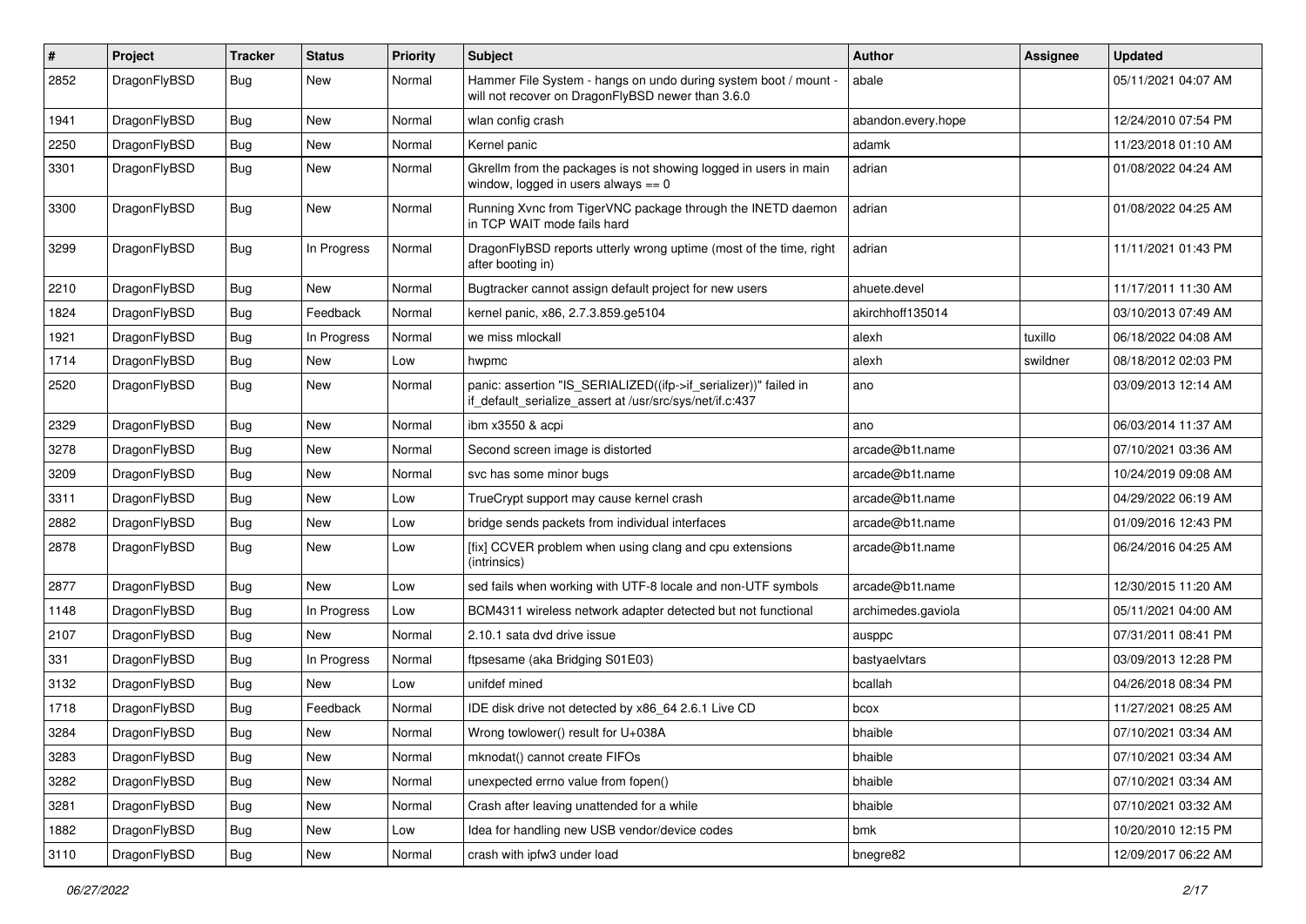| # | Project | Tracker | Status | Priority | Subject | Author | Assignee | Updated |
|---|---|---|---|---|---|---|---|---|
| 2852 | DragonFlyBSD | Bug | New | Normal | Hammer File System - hangs on undo during system boot / mount - will not recover on DragonFlyBSD newer than 3.6.0 | abale | | 05/11/2021 04:07 AM |
| 1941 | DragonFlyBSD | Bug | New | Normal | wlan config crash | abandon.every.hope | | 12/24/2010 07:54 PM |
| 2250 | DragonFlyBSD | Bug | New | Normal | Kernel panic | adamk | | 11/23/2018 01:10 AM |
| 3301 | DragonFlyBSD | Bug | New | Normal | Gkrellm from the packages is not showing logged in users in main window, logged in users always == 0 | adrian | | 01/08/2022 04:24 AM |
| 3300 | DragonFlyBSD | Bug | New | Normal | Running Xvnc from TigerVNC package through the INETD daemon in TCP WAIT mode fails hard | adrian | | 01/08/2022 04:25 AM |
| 3299 | DragonFlyBSD | Bug | In Progress | Normal | DragonFlyBSD reports utterly wrong uptime (most of the time, right after booting in) | adrian | | 11/11/2021 01:43 PM |
| 2210 | DragonFlyBSD | Bug | New | Normal | Bugtracker cannot assign default project for new users | ahuete.devel | | 11/17/2011 11:30 AM |
| 1824 | DragonFlyBSD | Bug | Feedback | Normal | kernel panic, x86, 2.7.3.859.ge5104 | akirchhoff135014 | | 03/10/2013 07:49 AM |
| 1921 | DragonFlyBSD | Bug | In Progress | Normal | we miss mlockall | alexh | tuxillo | 06/18/2022 04:08 AM |
| 1714 | DragonFlyBSD | Bug | New | Low | hwpmc | alexh | swildner | 08/18/2012 02:03 PM |
| 2520 | DragonFlyBSD | Bug | New | Normal | panic: assertion "IS_SERIALIZED((ifp->if_serializer))" failed in if_default_serialize_assert at /usr/src/sys/net/if.c:437 | ano | | 03/09/2013 12:14 AM |
| 2329 | DragonFlyBSD | Bug | New | Normal | ibm x3550 & acpi | ano | | 06/03/2014 11:37 AM |
| 3278 | DragonFlyBSD | Bug | New | Normal | Second screen image is distorted | arcade@b1t.name | | 07/10/2021 03:36 AM |
| 3209 | DragonFlyBSD | Bug | New | Normal | svc has some minor bugs | arcade@b1t.name | | 10/24/2019 09:08 AM |
| 3311 | DragonFlyBSD | Bug | New | Low | TrueCrypt support may cause kernel crash | arcade@b1t.name | | 04/29/2022 06:19 AM |
| 2882 | DragonFlyBSD | Bug | New | Low | bridge sends packets from individual interfaces | arcade@b1t.name | | 01/09/2016 12:43 PM |
| 2878 | DragonFlyBSD | Bug | New | Low | [fix] CCVER problem when using clang and cpu extensions (intrinsics) | arcade@b1t.name | | 06/24/2016 04:25 AM |
| 2877 | DragonFlyBSD | Bug | New | Low | sed fails when working with UTF-8 locale and non-UTF symbols | arcade@b1t.name | | 12/30/2015 11:20 AM |
| 1148 | DragonFlyBSD | Bug | In Progress | Low | BCM4311 wireless network adapter detected but not functional | archimedes.gaviola | | 05/11/2021 04:00 AM |
| 2107 | DragonFlyBSD | Bug | New | Normal | 2.10.1 sata dvd drive issue | ausppc | | 07/31/2011 08:41 PM |
| 331 | DragonFlyBSD | Bug | In Progress | Normal | ftpsesame (aka Bridging S01E03) | bastyaelvtars | | 03/09/2013 12:28 PM |
| 3132 | DragonFlyBSD | Bug | New | Low | unifdef mined | bcallah | | 04/26/2018 08:34 PM |
| 1718 | DragonFlyBSD | Bug | Feedback | Normal | IDE disk drive not detected by x86_64 2.6.1 Live CD | bcox | | 11/27/2021 08:25 AM |
| 3284 | DragonFlyBSD | Bug | New | Normal | Wrong towlower() result for U+038A | bhaible | | 07/10/2021 03:34 AM |
| 3283 | DragonFlyBSD | Bug | New | Normal | mknodat() cannot create FIFOs | bhaible | | 07/10/2021 03:34 AM |
| 3282 | DragonFlyBSD | Bug | New | Normal | unexpected errno value from fopen() | bhaible | | 07/10/2021 03:34 AM |
| 3281 | DragonFlyBSD | Bug | New | Normal | Crash after leaving unattended for a while | bhaible | | 07/10/2021 03:32 AM |
| 1882 | DragonFlyBSD | Bug | New | Low | Idea for handling new USB vendor/device codes | bmk | | 10/20/2010 12:15 PM |
| 3110 | DragonFlyBSD | Bug | New | Normal | crash with ipfw3 under load | bnegre82 | | 12/09/2017 06:22 AM |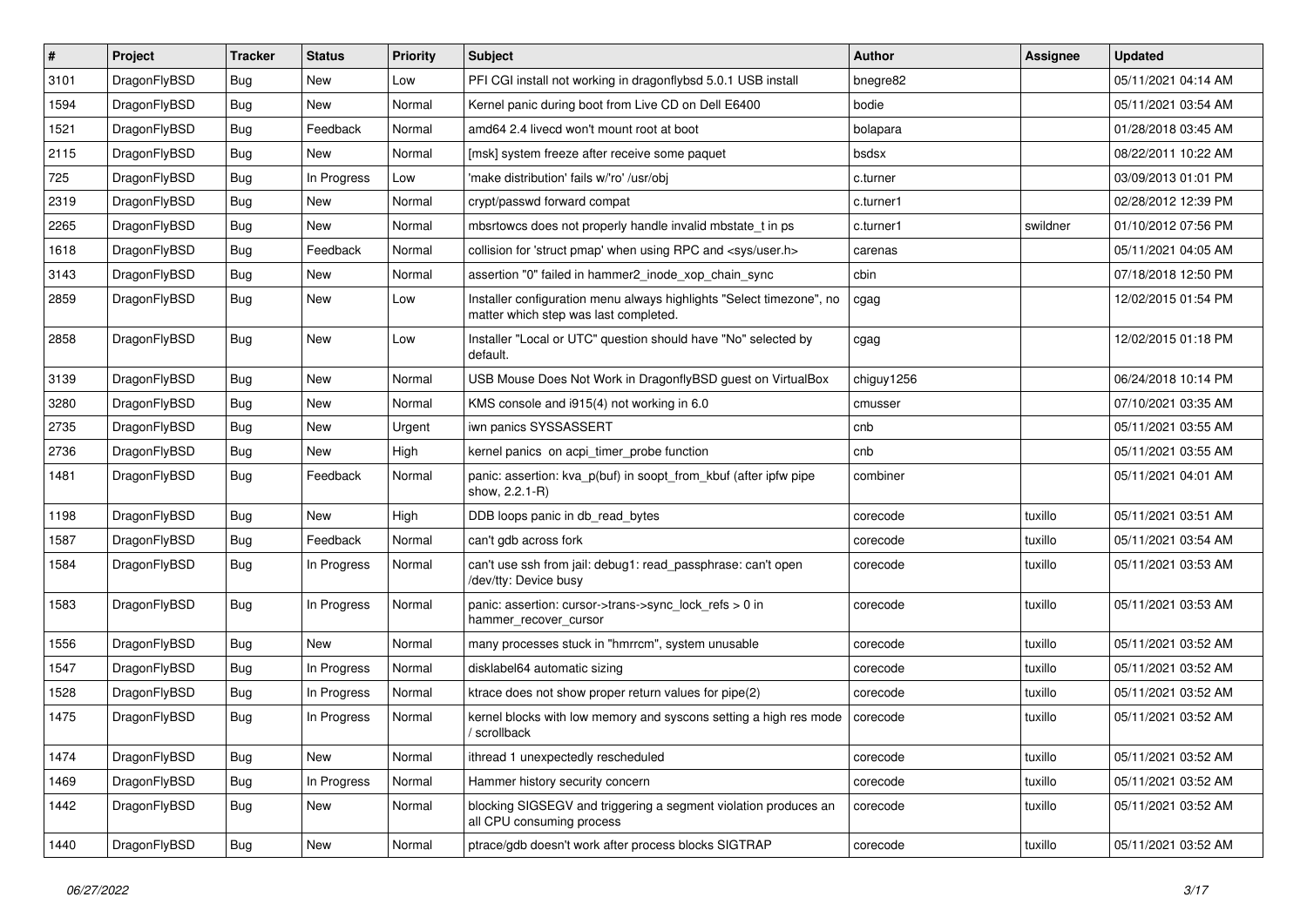| # | Project | Tracker | Status | Priority | Subject | Author | Assignee | Updated |
|---|---|---|---|---|---|---|---|---|
| 3101 | DragonFlyBSD | Bug | New | Low | PFI CGI install not working in dragonflybsd 5.0.1 USB install | bnegre82 | | 05/11/2021 04:14 AM |
| 1594 | DragonFlyBSD | Bug | New | Normal | Kernel panic during boot from Live CD on Dell E6400 | bodie | | 05/11/2021 03:54 AM |
| 1521 | DragonFlyBSD | Bug | Feedback | Normal | amd64 2.4 livecd won't mount root at boot | bolapara | | 01/28/2018 03:45 AM |
| 2115 | DragonFlyBSD | Bug | New | Normal | [msk] system freeze after receive some paquet | bsdsx | | 08/22/2011 10:22 AM |
| 725 | DragonFlyBSD | Bug | In Progress | Low | 'make distribution' fails w/'ro' /usr/obj | c.turner | | 03/09/2013 01:01 PM |
| 2319 | DragonFlyBSD | Bug | New | Normal | crypt/passwd forward compat | c.turner1 | | 02/28/2012 12:39 PM |
| 2265 | DragonFlyBSD | Bug | New | Normal | mbsrtowcs does not properly handle invalid mbstate_t in ps | c.turner1 | swildner | 01/10/2012 07:56 PM |
| 1618 | DragonFlyBSD | Bug | Feedback | Normal | collision for 'struct pmap' when using RPC and <sys/user.h> | carenas | | 05/11/2021 04:05 AM |
| 3143 | DragonFlyBSD | Bug | New | Normal | assertion "0" failed in hammer2_inode_xop_chain_sync | cbin | | 07/18/2018 12:50 PM |
| 2859 | DragonFlyBSD | Bug | New | Low | Installer configuration menu always highlights "Select timezone", no matter which step was last completed. | cgag | | 12/02/2015 01:54 PM |
| 2858 | DragonFlyBSD | Bug | New | Low | Installer "Local or UTC" question should have "No" selected by default. | cgag | | 12/02/2015 01:18 PM |
| 3139 | DragonFlyBSD | Bug | New | Normal | USB Mouse Does Not Work in DragonflyBSD guest on VirtualBox | chiguy1256 | | 06/24/2018 10:14 PM |
| 3280 | DragonFlyBSD | Bug | New | Normal | KMS console and i915(4) not working in 6.0 | cmusser | | 07/10/2021 03:35 AM |
| 2735 | DragonFlyBSD | Bug | New | Urgent | iwn panics SYSSASSERT | cnb | | 05/11/2021 03:55 AM |
| 2736 | DragonFlyBSD | Bug | New | High | kernel panics on acpi_timer_probe function | cnb | | 05/11/2021 03:55 AM |
| 1481 | DragonFlyBSD | Bug | Feedback | Normal | panic: assertion: kva_p(buf) in soopt_from_kbuf (after ipfw pipe show, 2.2.1-R) | combiner | | 05/11/2021 04:01 AM |
| 1198 | DragonFlyBSD | Bug | New | High | DDB loops panic in db_read_bytes | corecode | tuxillo | 05/11/2021 03:51 AM |
| 1587 | DragonFlyBSD | Bug | Feedback | Normal | can't gdb across fork | corecode | tuxillo | 05/11/2021 03:54 AM |
| 1584 | DragonFlyBSD | Bug | In Progress | Normal | can't use ssh from jail: debug1: read_passphrase: can't open /dev/tty: Device busy | corecode | tuxillo | 05/11/2021 03:53 AM |
| 1583 | DragonFlyBSD | Bug | In Progress | Normal | panic: assertion: cursor->trans->sync_lock_refs > 0 in hammer_recover_cursor | corecode | tuxillo | 05/11/2021 03:53 AM |
| 1556 | DragonFlyBSD | Bug | New | Normal | many processes stuck in "hmrrcm", system unusable | corecode | tuxillo | 05/11/2021 03:52 AM |
| 1547 | DragonFlyBSD | Bug | In Progress | Normal | disklabel64 automatic sizing | corecode | tuxillo | 05/11/2021 03:52 AM |
| 1528 | DragonFlyBSD | Bug | In Progress | Normal | ktrace does not show proper return values for pipe(2) | corecode | tuxillo | 05/11/2021 03:52 AM |
| 1475 | DragonFlyBSD | Bug | In Progress | Normal | kernel blocks with low memory and syscons setting a high res mode / scrollback | corecode | tuxillo | 05/11/2021 03:52 AM |
| 1474 | DragonFlyBSD | Bug | New | Normal | ithread 1 unexpectedly rescheduled | corecode | tuxillo | 05/11/2021 03:52 AM |
| 1469 | DragonFlyBSD | Bug | In Progress | Normal | Hammer history security concern | corecode | tuxillo | 05/11/2021 03:52 AM |
| 1442 | DragonFlyBSD | Bug | New | Normal | blocking SIGSEGV and triggering a segment violation produces an all CPU consuming process | corecode | tuxillo | 05/11/2021 03:52 AM |
| 1440 | DragonFlyBSD | Bug | New | Normal | ptrace/gdb doesn't work after process blocks SIGTRAP | corecode | tuxillo | 05/11/2021 03:52 AM |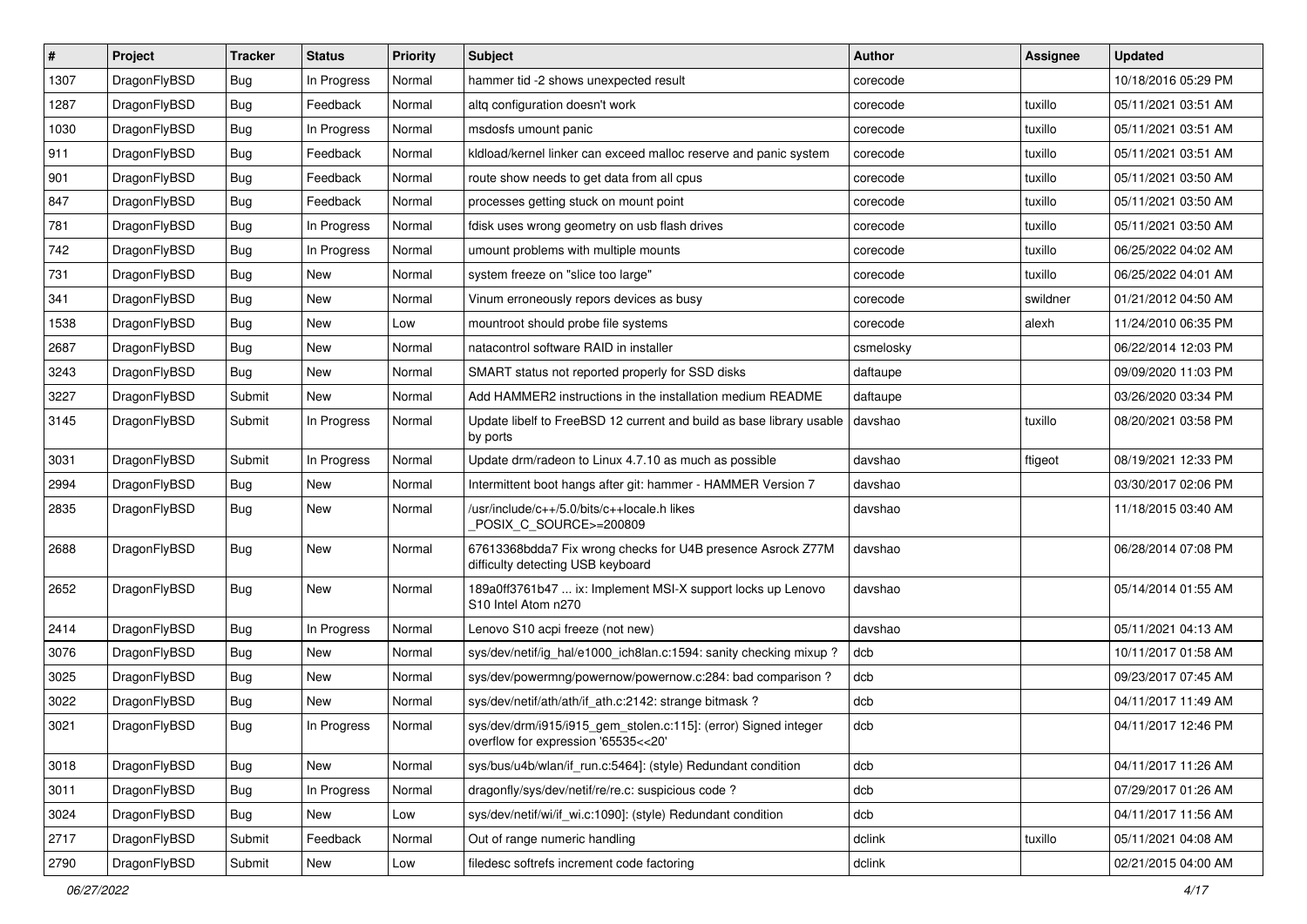| # | Project | Tracker | Status | Priority | Subject | Author | Assignee | Updated |
|---|---|---|---|---|---|---|---|---|
| 1307 | DragonFlyBSD | Bug | In Progress | Normal | hammer tid -2 shows unexpected result | corecode | | 10/18/2016 05:29 PM |
| 1287 | DragonFlyBSD | Bug | Feedback | Normal | altq configuration doesn't work | corecode | tuxillo | 05/11/2021 03:51 AM |
| 1030 | DragonFlyBSD | Bug | In Progress | Normal | msdosfs umount panic | corecode | tuxillo | 05/11/2021 03:51 AM |
| 911 | DragonFlyBSD | Bug | Feedback | Normal | kldload/kernel linker can exceed malloc reserve and panic system | corecode | tuxillo | 05/11/2021 03:51 AM |
| 901 | DragonFlyBSD | Bug | Feedback | Normal | route show needs to get data from all cpus | corecode | tuxillo | 05/11/2021 03:50 AM |
| 847 | DragonFlyBSD | Bug | Feedback | Normal | processes getting stuck on mount point | corecode | tuxillo | 05/11/2021 03:50 AM |
| 781 | DragonFlyBSD | Bug | In Progress | Normal | fdisk uses wrong geometry on usb flash drives | corecode | tuxillo | 05/11/2021 03:50 AM |
| 742 | DragonFlyBSD | Bug | In Progress | Normal | umount problems with multiple mounts | corecode | tuxillo | 06/25/2022 04:02 AM |
| 731 | DragonFlyBSD | Bug | New | Normal | system freeze on "slice too large" | corecode | tuxillo | 06/25/2022 04:01 AM |
| 341 | DragonFlyBSD | Bug | New | Normal | Vinum erroneously repors devices as busy | corecode | swildner | 01/21/2012 04:50 AM |
| 1538 | DragonFlyBSD | Bug | New | Low | mountroot should probe file systems | corecode | alexh | 11/24/2010 06:35 PM |
| 2687 | DragonFlyBSD | Bug | New | Normal | natacontrol software RAID in installer | csmelosky | | 06/22/2014 12:03 PM |
| 3243 | DragonFlyBSD | Bug | New | Normal | SMART status not reported properly for SSD disks | daftaupe | | 09/09/2020 11:03 PM |
| 3227 | DragonFlyBSD | Submit | New | Normal | Add HAMMER2 instructions in the installation medium README | daftaupe | | 03/26/2020 03:34 PM |
| 3145 | DragonFlyBSD | Submit | In Progress | Normal | Update libelf to FreeBSD 12 current and build as base library usable by ports | davshao | tuxillo | 08/20/2021 03:58 PM |
| 3031 | DragonFlyBSD | Submit | In Progress | Normal | Update drm/radeon to Linux 4.7.10 as much as possible | davshao | ftigeot | 08/19/2021 12:33 PM |
| 2994 | DragonFlyBSD | Bug | New | Normal | Intermittent boot hangs after git: hammer - HAMMER Version 7 | davshao | | 03/30/2017 02:06 PM |
| 2835 | DragonFlyBSD | Bug | New | Normal | /usr/include/c++/5.0/bits/c++locale.h likes _POSIX_C_SOURCE>=200809 | davshao | | 11/18/2015 03:40 AM |
| 2688 | DragonFlyBSD | Bug | New | Normal | 67613368bdda7 Fix wrong checks for U4B presence Asrock Z77M difficulty detecting USB keyboard | davshao | | 06/28/2014 07:08 PM |
| 2652 | DragonFlyBSD | Bug | New | Normal | 189a0ff3761b47 ... ix: Implement MSI-X support locks up Lenovo S10 Intel Atom n270 | davshao | | 05/14/2014 01:55 AM |
| 2414 | DragonFlyBSD | Bug | In Progress | Normal | Lenovo S10 acpi freeze (not new) | davshao | | 05/11/2021 04:13 AM |
| 3076 | DragonFlyBSD | Bug | New | Normal | sys/dev/netif/ig_hal/e1000_ich8lan.c:1594: sanity checking mixup ? | dcb | | 10/11/2017 01:58 AM |
| 3025 | DragonFlyBSD | Bug | New | Normal | sys/dev/powermng/powernow/powernow.c:284: bad comparison ? | dcb | | 09/23/2017 07:45 AM |
| 3022 | DragonFlyBSD | Bug | New | Normal | sys/dev/netif/ath/ath/if_ath.c:2142: strange bitmask ? | dcb | | 04/11/2017 11:49 AM |
| 3021 | DragonFlyBSD | Bug | In Progress | Normal | sys/dev/drm/i915/i915_gem_stolen.c:115]: (error) Signed integer overflow for expression '65535<<20' | dcb | | 04/11/2017 12:46 PM |
| 3018 | DragonFlyBSD | Bug | New | Normal | sys/bus/u4b/wlan/if_run.c:5464]: (style) Redundant condition | dcb | | 04/11/2017 11:26 AM |
| 3011 | DragonFlyBSD | Bug | In Progress | Normal | dragonfly/sys/dev/netif/re/re.c: suspicious code ? | dcb | | 07/29/2017 01:26 AM |
| 3024 | DragonFlyBSD | Bug | New | Low | sys/dev/netif/wi/if_wi.c:1090]: (style) Redundant condition | dcb | | 04/11/2017 11:56 AM |
| 2717 | DragonFlyBSD | Submit | Feedback | Normal | Out of range numeric handling | dclink | tuxillo | 05/11/2021 04:08 AM |
| 2790 | DragonFlyBSD | Submit | New | Low | filedesc softrefs increment code factoring | dclink | | 02/21/2015 04:00 AM |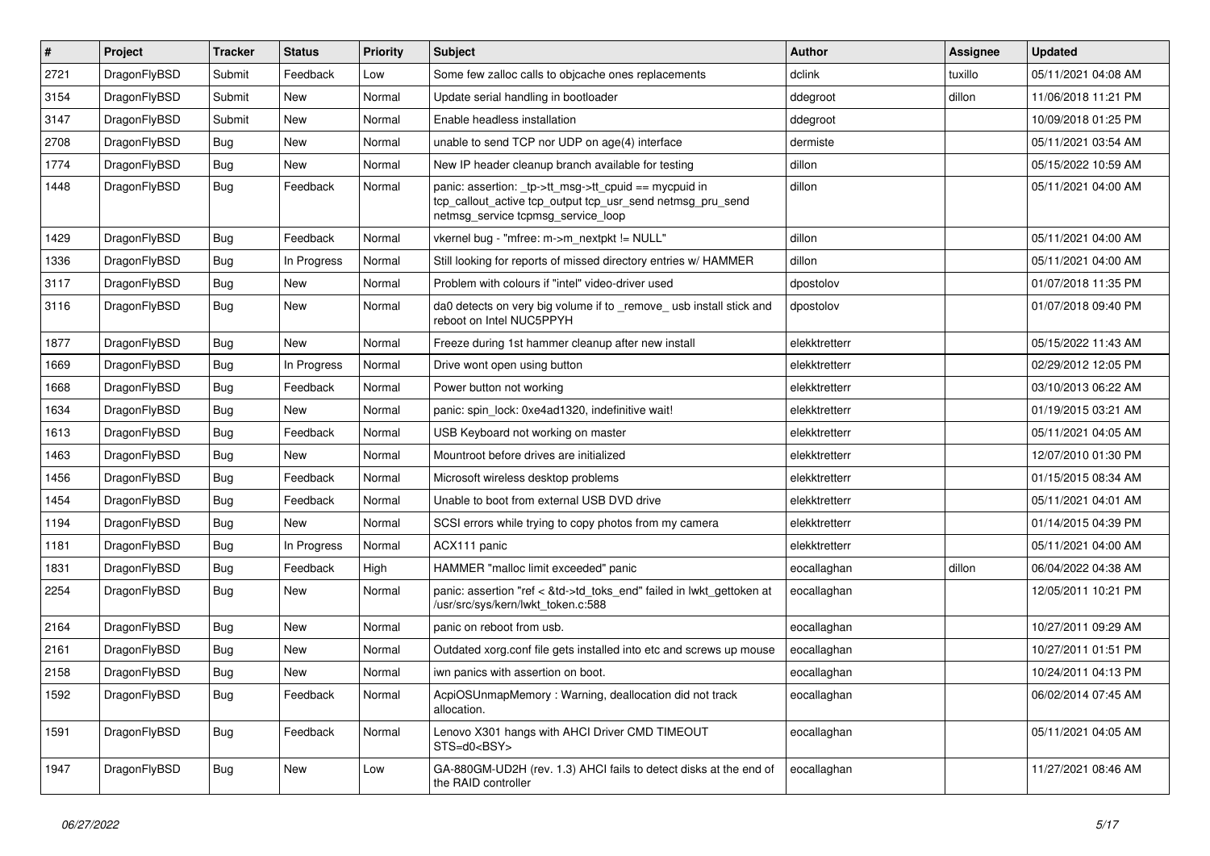| # | Project | Tracker | Status | Priority | Subject | Author | Assignee | Updated |
|---|---|---|---|---|---|---|---|---|
| 2721 | DragonFlyBSD | Submit | Feedback | Low | Some few zalloc calls to objcache ones replacements | dclink | tuxillo | 05/11/2021 04:08 AM |
| 3154 | DragonFlyBSD | Submit | New | Normal | Update serial handling in bootloader | ddegroot | dillon | 11/06/2018 11:21 PM |
| 3147 | DragonFlyBSD | Submit | New | Normal | Enable headless installation | ddegroot | | 10/09/2018 01:25 PM |
| 2708 | DragonFlyBSD | Bug | New | Normal | unable to send TCP nor UDP on age(4) interface | dermiste | | 05/11/2021 03:54 AM |
| 1774 | DragonFlyBSD | Bug | New | Normal | New IP header cleanup branch available for testing | dillon | | 05/15/2022 10:59 AM |
| 1448 | DragonFlyBSD | Bug | Feedback | Normal | panic: assertion: _tp->tt_msg->tt_cpuid == mycpuid in tcp_callout_active tcp_output tcp_usr_send netmsg_pru_send netmsg_service tcpmsg_service_loop | dillon | | 05/11/2021 04:00 AM |
| 1429 | DragonFlyBSD | Bug | Feedback | Normal | vkernel bug - "mfree: m->m_nextpkt != NULL" | dillon | | 05/11/2021 04:00 AM |
| 1336 | DragonFlyBSD | Bug | In Progress | Normal | Still looking for reports of missed directory entries w/ HAMMER | dillon | | 05/11/2021 04:00 AM |
| 3117 | DragonFlyBSD | Bug | New | Normal | Problem with colours if "intel" video-driver used | dpostolov | | 01/07/2018 11:35 PM |
| 3116 | DragonFlyBSD | Bug | New | Normal | da0 detects on very big volume if to _remove_ usb install stick and reboot on Intel NUC5PPYH | dpostolov | | 01/07/2018 09:40 PM |
| 1877 | DragonFlyBSD | Bug | New | Normal | Freeze during 1st hammer cleanup after new install | elekktretterr | | 05/15/2022 11:43 AM |
| 1669 | DragonFlyBSD | Bug | In Progress | Normal | Drive wont open using button | elekktretterr | | 02/29/2012 12:05 PM |
| 1668 | DragonFlyBSD | Bug | Feedback | Normal | Power button not working | elekktretterr | | 03/10/2013 06:22 AM |
| 1634 | DragonFlyBSD | Bug | New | Normal | panic: spin_lock: 0xe4ad1320, indefinitive wait! | elekktretterr | | 01/19/2015 03:21 AM |
| 1613 | DragonFlyBSD | Bug | Feedback | Normal | USB Keyboard not working on master | elekktretterr | | 05/11/2021 04:05 AM |
| 1463 | DragonFlyBSD | Bug | New | Normal | Mountroot before drives are initialized | elekktretterr | | 12/07/2010 01:30 PM |
| 1456 | DragonFlyBSD | Bug | Feedback | Normal | Microsoft wireless desktop problems | elekktretterr | | 01/15/2015 08:34 AM |
| 1454 | DragonFlyBSD | Bug | Feedback | Normal | Unable to boot from external USB DVD drive | elekktretterr | | 05/11/2021 04:01 AM |
| 1194 | DragonFlyBSD | Bug | New | Normal | SCSI errors while trying to copy photos from my camera | elekktretterr | | 01/14/2015 04:39 PM |
| 1181 | DragonFlyBSD | Bug | In Progress | Normal | ACX111 panic | elekktretterr | | 05/11/2021 04:00 AM |
| 1831 | DragonFlyBSD | Bug | Feedback | High | HAMMER "malloc limit exceeded" panic | eocallaghan | dillon | 06/04/2022 04:38 AM |
| 2254 | DragonFlyBSD | Bug | New | Normal | panic: assertion "ref < &td->td_toks_end" failed in lwkt_gettoken at /usr/src/sys/kern/lwkt_token.c:588 | eocallaghan | | 12/05/2011 10:21 PM |
| 2164 | DragonFlyBSD | Bug | New | Normal | panic on reboot from usb. | eocallaghan | | 10/27/2011 09:29 AM |
| 2161 | DragonFlyBSD | Bug | New | Normal | Outdated xorg.conf file gets installed into etc and screws up mouse | eocallaghan | | 10/27/2011 01:51 PM |
| 2158 | DragonFlyBSD | Bug | New | Normal | iwn panics with assertion on boot. | eocallaghan | | 10/24/2011 04:13 PM |
| 1592 | DragonFlyBSD | Bug | Feedback | Normal | AcpiOSUnmapMemory : Warning, deallocation did not track allocation. | eocallaghan | | 06/02/2014 07:45 AM |
| 1591 | DragonFlyBSD | Bug | Feedback | Normal | Lenovo X301 hangs with AHCI Driver CMD TIMEOUT STS=d0<BSY> | eocallaghan | | 05/11/2021 04:05 AM |
| 1947 | DragonFlyBSD | Bug | New | Low | GA-880GM-UD2H (rev. 1.3) AHCI fails to detect disks at the end of the RAID controller | eocallaghan | | 11/27/2021 08:46 AM |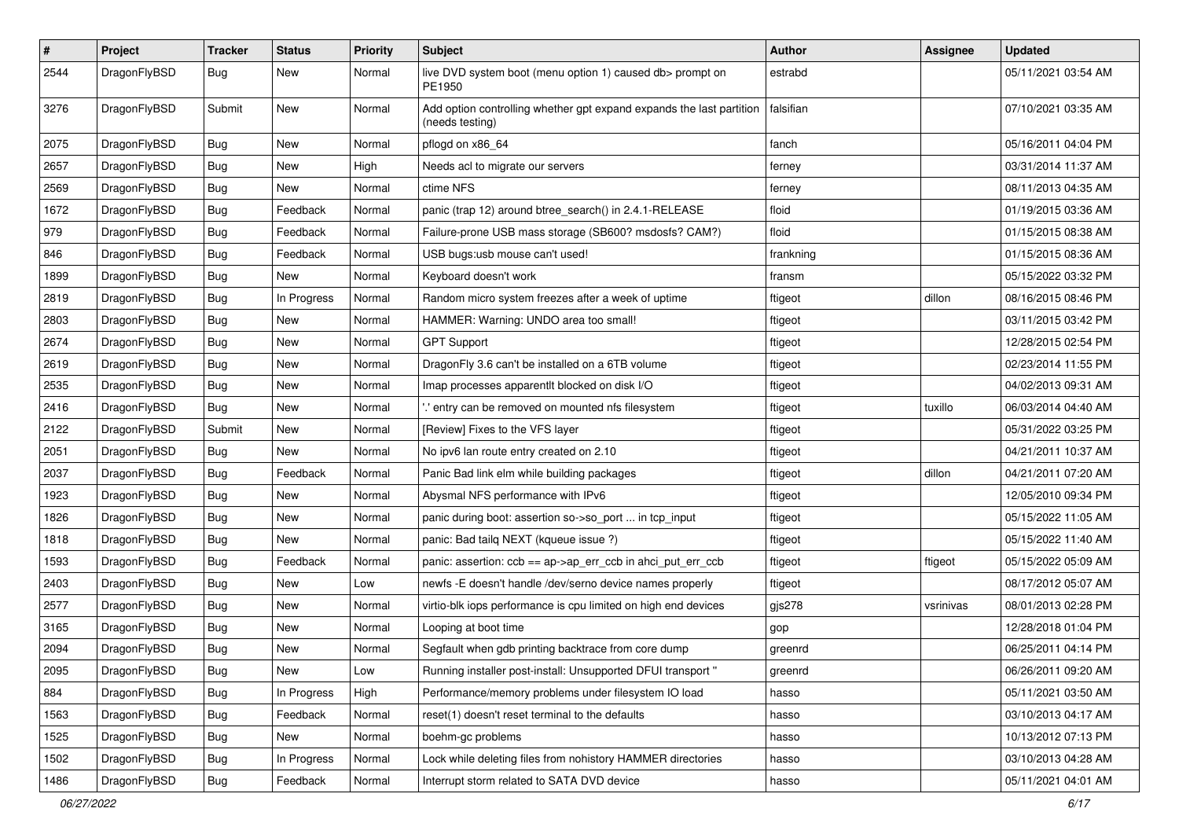| # | Project | Tracker | Status | Priority | Subject | Author | Assignee | Updated |
|---|---|---|---|---|---|---|---|---|
| 2544 | DragonFlyBSD | Bug | New | Normal | live DVD system boot (menu option 1) caused db> prompt on PE1950 | estrabd | | 05/11/2021 03:54 AM |
| 3276 | DragonFlyBSD | Submit | New | Normal | Add option controlling whether gpt expand expands the last partition (needs testing) | falsifian | | 07/10/2021 03:35 AM |
| 2075 | DragonFlyBSD | Bug | New | Normal | pflogd on x86_64 | fanch | | 05/16/2011 04:04 PM |
| 2657 | DragonFlyBSD | Bug | New | High | Needs acl to migrate our servers | ferney | | 03/31/2014 11:37 AM |
| 2569 | DragonFlyBSD | Bug | New | Normal | ctime NFS | ferney | | 08/11/2013 04:35 AM |
| 1672 | DragonFlyBSD | Bug | Feedback | Normal | panic (trap 12) around btree_search() in 2.4.1-RELEASE | floid | | 01/19/2015 03:36 AM |
| 979 | DragonFlyBSD | Bug | Feedback | Normal | Failure-prone USB mass storage (SB600? msdosfs? CAM?) | floid | | 01/15/2015 08:38 AM |
| 846 | DragonFlyBSD | Bug | Feedback | Normal | USB bugs:usb mouse can't used! | frankning | | 01/15/2015 08:36 AM |
| 1899 | DragonFlyBSD | Bug | New | Normal | Keyboard doesn't work | fransm | | 05/15/2022 03:32 PM |
| 2819 | DragonFlyBSD | Bug | In Progress | Normal | Random micro system freezes after a week of uptime | ftigeot | dillon | 08/16/2015 08:46 PM |
| 2803 | DragonFlyBSD | Bug | New | Normal | HAMMER: Warning: UNDO area too small! | ftigeot | | 03/11/2015 03:42 PM |
| 2674 | DragonFlyBSD | Bug | New | Normal | GPT Support | ftigeot | | 12/28/2015 02:54 PM |
| 2619 | DragonFlyBSD | Bug | New | Normal | DragonFly 3.6 can't be installed on a 6TB volume | ftigeot | | 02/23/2014 11:55 PM |
| 2535 | DragonFlyBSD | Bug | New | Normal | Imap processes apparentlt blocked on disk I/O | ftigeot | | 04/02/2013 09:31 AM |
| 2416 | DragonFlyBSD | Bug | New | Normal | '.' entry can be removed on mounted nfs filesystem | ftigeot | tuxillo | 06/03/2014 04:40 AM |
| 2122 | DragonFlyBSD | Submit | New | Normal | [Review] Fixes to the VFS layer | ftigeot | | 05/31/2022 03:25 PM |
| 2051 | DragonFlyBSD | Bug | New | Normal | No ipv6 lan route entry created on 2.10 | ftigeot | | 04/21/2011 10:37 AM |
| 2037 | DragonFlyBSD | Bug | Feedback | Normal | Panic Bad link elm while building packages | ftigeot | dillon | 04/21/2011 07:20 AM |
| 1923 | DragonFlyBSD | Bug | New | Normal | Abysmal NFS performance with IPv6 | ftigeot | | 12/05/2010 09:34 PM |
| 1826 | DragonFlyBSD | Bug | New | Normal | panic during boot: assertion so->so_port ... in tcp_input | ftigeot | | 05/15/2022 11:05 AM |
| 1818 | DragonFlyBSD | Bug | New | Normal | panic: Bad tailq NEXT (kqueue issue ?) | ftigeot | | 05/15/2022 11:40 AM |
| 1593 | DragonFlyBSD | Bug | Feedback | Normal | panic: assertion: ccb == ap->ap_err_ccb in ahci_put_err_ccb | ftigeot | ftigeot | 05/15/2022 05:09 AM |
| 2403 | DragonFlyBSD | Bug | New | Low | newfs -E doesn't handle /dev/serno device names properly | ftigeot | | 08/17/2012 05:07 AM |
| 2577 | DragonFlyBSD | Bug | New | Normal | virtio-blk iops performance is cpu limited on high end devices | gjs278 | vsrinivas | 08/01/2013 02:28 PM |
| 3165 | DragonFlyBSD | Bug | New | Normal | Looping at boot time | gop | | 12/28/2018 01:04 PM |
| 2094 | DragonFlyBSD | Bug | New | Normal | Segfault when gdb printing backtrace from core dump | greenrd | | 06/25/2011 04:14 PM |
| 2095 | DragonFlyBSD | Bug | New | Low | Running installer post-install: Unsupported DFUI transport " | greenrd | | 06/26/2011 09:20 AM |
| 884 | DragonFlyBSD | Bug | In Progress | High | Performance/memory problems under filesystem IO load | hasso | | 05/11/2021 03:50 AM |
| 1563 | DragonFlyBSD | Bug | Feedback | Normal | reset(1) doesn't reset terminal to the defaults | hasso | | 03/10/2013 04:17 AM |
| 1525 | DragonFlyBSD | Bug | New | Normal | boehm-gc problems | hasso | | 10/13/2012 07:13 PM |
| 1502 | DragonFlyBSD | Bug | In Progress | Normal | Lock while deleting files from nohistory HAMMER directories | hasso | | 03/10/2013 04:28 AM |
| 1486 | DragonFlyBSD | Bug | Feedback | Normal | Interrupt storm related to SATA DVD device | hasso | | 05/11/2021 04:01 AM |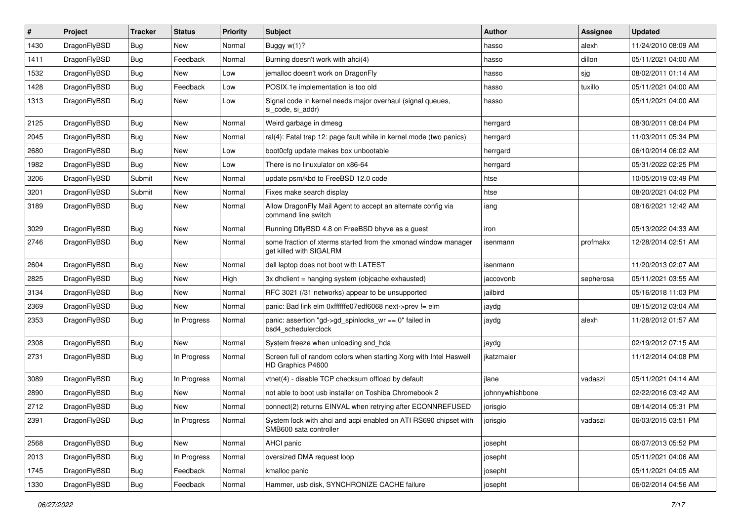| # | Project | Tracker | Status | Priority | Subject | Author | Assignee | Updated |
|---|---|---|---|---|---|---|---|---|
| 1430 | DragonFlyBSD | Bug | New | Normal | Buggy w(1)? | hasso | alexh | 11/24/2010 08:09 AM |
| 1411 | DragonFlyBSD | Bug | Feedback | Normal | Burning doesn't work with ahci(4) | hasso | dillon | 05/11/2021 04:00 AM |
| 1532 | DragonFlyBSD | Bug | New | Low | jemalloc doesn't work on DragonFly | hasso | sjg | 08/02/2011 01:14 AM |
| 1428 | DragonFlyBSD | Bug | Feedback | Low | POSIX.1e implementation is too old | hasso | tuxillo | 05/11/2021 04:00 AM |
| 1313 | DragonFlyBSD | Bug | New | Low | Signal code in kernel needs major overhaul (signal queues, si_code, si_addr) | hasso | | 05/11/2021 04:00 AM |
| 2125 | DragonFlyBSD | Bug | New | Normal | Weird garbage in dmesg | herrgard | | 08/30/2011 08:04 PM |
| 2045 | DragonFlyBSD | Bug | New | Normal | ral(4): Fatal trap 12: page fault while in kernel mode (two panics) | herrgard | | 11/03/2011 05:34 PM |
| 2680 | DragonFlyBSD | Bug | New | Low | boot0cfg update makes box unbootable | herrgard | | 06/10/2014 06:02 AM |
| 1982 | DragonFlyBSD | Bug | New | Low | There is no linuxulator on x86-64 | herrgard | | 05/31/2022 02:25 PM |
| 3206 | DragonFlyBSD | Submit | New | Normal | update psm/kbd to FreeBSD 12.0 code | htse | | 10/05/2019 03:49 PM |
| 3201 | DragonFlyBSD | Submit | New | Normal | Fixes make search display | htse | | 08/20/2021 04:02 PM |
| 3189 | DragonFlyBSD | Bug | New | Normal | Allow DragonFly Mail Agent to accept an alternate config via command line switch | iang | | 08/16/2021 12:42 AM |
| 3029 | DragonFlyBSD | Bug | New | Normal | Running DflyBSD 4.8 on FreeBSD bhyve as a guest | iron | | 05/13/2022 04:33 AM |
| 2746 | DragonFlyBSD | Bug | New | Normal | some fraction of xterms started from the xmonad window manager get killed with SIGALRM | isenmann | profmakx | 12/28/2014 02:51 AM |
| 2604 | DragonFlyBSD | Bug | New | Normal | dell laptop does not boot with LATEST | isenmann | | 11/20/2013 02:07 AM |
| 2825 | DragonFlyBSD | Bug | New | High | 3x dhclient = hanging system (objcache exhausted) | jaccovonb | sepherosa | 05/11/2021 03:55 AM |
| 3134 | DragonFlyBSD | Bug | New | Normal | RFC 3021 (/31 networks) appear to be unsupported | jailbird | | 05/16/2018 11:03 PM |
| 2369 | DragonFlyBSD | Bug | New | Normal | panic: Bad link elm 0xffffffe07edf6068 next->prev != elm | jaydg | | 08/15/2012 03:04 AM |
| 2353 | DragonFlyBSD | Bug | In Progress | Normal | panic: assertion "gd->gd_spinlocks_wr == 0" failed in bsd4_schedulerclock | jaydg | alexh | 11/28/2012 01:57 AM |
| 2308 | DragonFlyBSD | Bug | New | Normal | System freeze when unloading snd_hda | jaydg | | 02/19/2012 07:15 AM |
| 2731 | DragonFlyBSD | Bug | In Progress | Normal | Screen full of random colors when starting Xorg with Intel Haswell HD Graphics P4600 | jkatzmaier | | 11/12/2014 04:08 PM |
| 3089 | DragonFlyBSD | Bug | In Progress | Normal | vtnet(4) - disable TCP checksum offload by default | jlane | vadaszi | 05/11/2021 04:14 AM |
| 2890 | DragonFlyBSD | Bug | New | Normal | not able to boot usb installer on Toshiba Chromebook 2 | johnnywhishbone | | 02/22/2016 03:42 AM |
| 2712 | DragonFlyBSD | Bug | New | Normal | connect(2) returns EINVAL when retrying after ECONNREFUSED | jorisgio | | 08/14/2014 05:31 PM |
| 2391 | DragonFlyBSD | Bug | In Progress | Normal | System lock with ahci and acpi enabled on ATI RS690 chipset with SMB600 sata controller | jorisgio | vadaszi | 06/03/2015 03:51 PM |
| 2568 | DragonFlyBSD | Bug | New | Normal | AHCI panic | josepht | | 06/07/2013 05:52 PM |
| 2013 | DragonFlyBSD | Bug | In Progress | Normal | oversized DMA request loop | josepht | | 05/11/2021 04:06 AM |
| 1745 | DragonFlyBSD | Bug | Feedback | Normal | kmalloc panic | josepht | | 05/11/2021 04:05 AM |
| 1330 | DragonFlyBSD | Bug | Feedback | Normal | Hammer, usb disk, SYNCHRONIZE CACHE failure | josepht | | 06/02/2014 04:56 AM |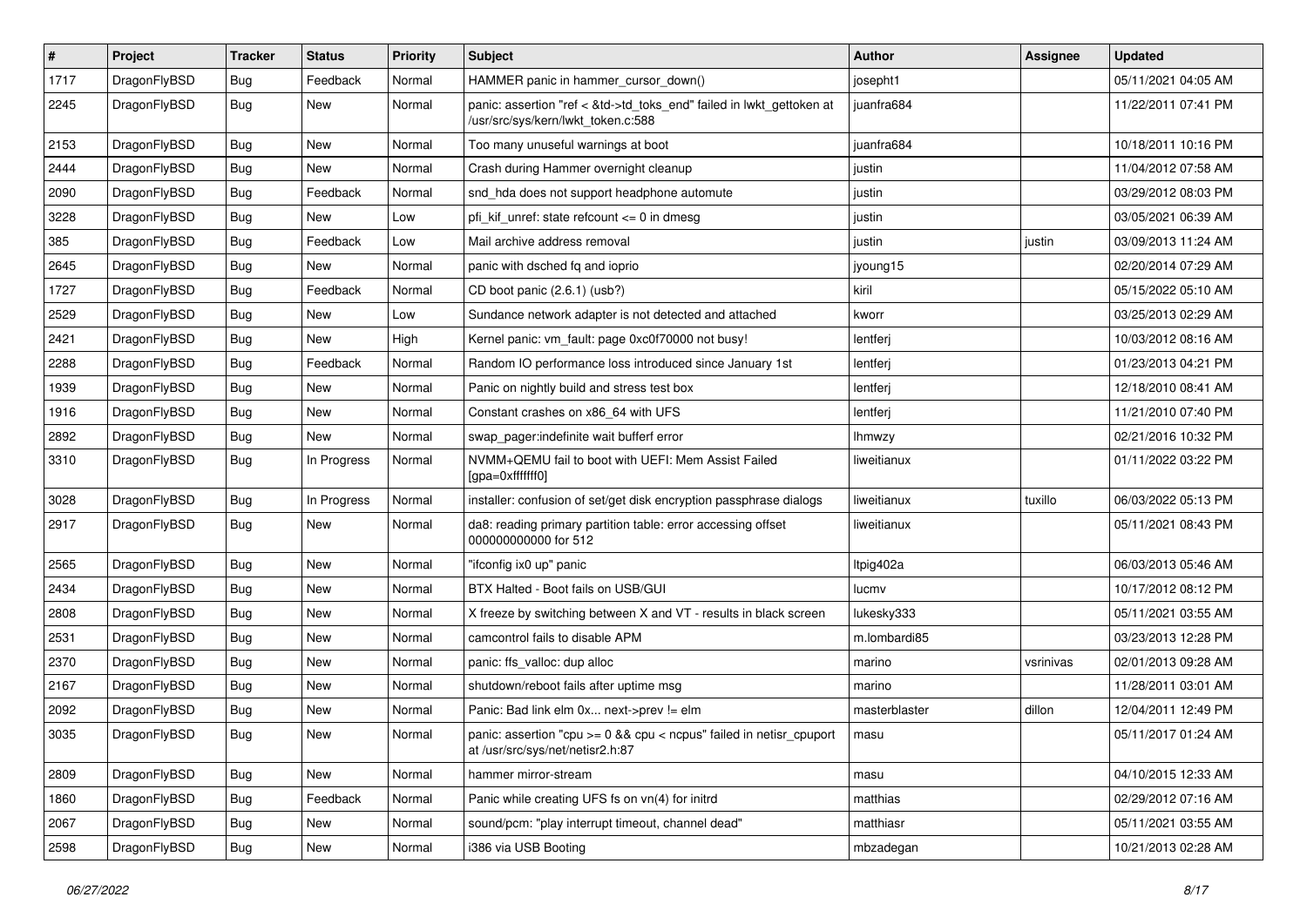| # | Project | Tracker | Status | Priority | Subject | Author | Assignee | Updated |
|---|---|---|---|---|---|---|---|---|
| 1717 | DragonFlyBSD | Bug | Feedback | Normal | HAMMER panic in hammer_cursor_down() | josepht1 | | 05/11/2021 04:05 AM |
| 2245 | DragonFlyBSD | Bug | New | Normal | panic: assertion "ref < &td->td_toks_end" failed in lwkt_gettoken at /usr/src/sys/kern/lwkt_token.c:588 | juanfra684 | | 11/22/2011 07:41 PM |
| 2153 | DragonFlyBSD | Bug | New | Normal | Too many unuseful warnings at boot | juanfra684 | | 10/18/2011 10:16 PM |
| 2444 | DragonFlyBSD | Bug | New | Normal | Crash during Hammer overnight cleanup | justin | | 11/04/2012 07:58 AM |
| 2090 | DragonFlyBSD | Bug | Feedback | Normal | snd_hda does not support headphone automute | justin | | 03/29/2012 08:03 PM |
| 3228 | DragonFlyBSD | Bug | New | Low | pfi_kif_unref: state refcount <= 0 in dmesg | justin | | 03/05/2021 06:39 AM |
| 385 | DragonFlyBSD | Bug | Feedback | Low | Mail archive address removal | justin | justin | 03/09/2013 11:24 AM |
| 2645 | DragonFlyBSD | Bug | New | Normal | panic with dsched fq and ioprio | jyoung15 | | 02/20/2014 07:29 AM |
| 1727 | DragonFlyBSD | Bug | Feedback | Normal | CD boot panic (2.6.1) (usb?) | kiril | | 05/15/2022 05:10 AM |
| 2529 | DragonFlyBSD | Bug | New | Low | Sundance network adapter is not detected and attached | kworr | | 03/25/2013 02:29 AM |
| 2421 | DragonFlyBSD | Bug | New | High | Kernel panic: vm_fault: page 0xc0f70000 not busy! | lentferj | | 10/03/2012 08:16 AM |
| 2288 | DragonFlyBSD | Bug | Feedback | Normal | Random IO performance loss introduced since January 1st | lentferj | | 01/23/2013 04:21 PM |
| 1939 | DragonFlyBSD | Bug | New | Normal | Panic on nightly build and stress test box | lentferj | | 12/18/2010 08:41 AM |
| 1916 | DragonFlyBSD | Bug | New | Normal | Constant crashes on x86_64 with UFS | lentferj | | 11/21/2010 07:40 PM |
| 2892 | DragonFlyBSD | Bug | New | Normal | swap_pager:indefinite wait bufferf error | lhmwzy | | 02/21/2016 10:32 PM |
| 3310 | DragonFlyBSD | Bug | In Progress | Normal | NVMM+QEMU fail to boot with UEFI: Mem Assist Failed [gpa=0xfffffff0] | liweitianux | | 01/11/2022 03:22 PM |
| 3028 | DragonFlyBSD | Bug | In Progress | Normal | installer: confusion of set/get disk encryption passphrase dialogs | liweitianux | tuxillo | 06/03/2022 05:13 PM |
| 2917 | DragonFlyBSD | Bug | New | Normal | da8: reading primary partition table: error accessing offset 000000000000 for 512 | liweitianux | | 05/11/2021 08:43 PM |
| 2565 | DragonFlyBSD | Bug | New | Normal | "ifconfig ix0 up" panic | ltpig402a | | 06/03/2013 05:46 AM |
| 2434 | DragonFlyBSD | Bug | New | Normal | BTX Halted - Boot fails on USB/GUI | lucmv | | 10/17/2012 08:12 PM |
| 2808 | DragonFlyBSD | Bug | New | Normal | X freeze by switching between X and VT - results in black screen | lukesky333 | | 05/11/2021 03:55 AM |
| 2531 | DragonFlyBSD | Bug | New | Normal | camcontrol fails to disable APM | m.lombardi85 | | 03/23/2013 12:28 PM |
| 2370 | DragonFlyBSD | Bug | New | Normal | panic: ffs_valloc: dup alloc | marino | vsrinivas | 02/01/2013 09:28 AM |
| 2167 | DragonFlyBSD | Bug | New | Normal | shutdown/reboot fails after uptime msg | marino | | 11/28/2011 03:01 AM |
| 2092 | DragonFlyBSD | Bug | New | Normal | Panic: Bad link elm 0x... next->prev != elm | masterblaster | dillon | 12/04/2011 12:49 PM |
| 3035 | DragonFlyBSD | Bug | New | Normal | panic: assertion "cpu >= 0 && cpu < ncpus" failed in netisr_cpuport at /usr/src/sys/net/netisr2.h:87 | masu | | 05/11/2017 01:24 AM |
| 2809 | DragonFlyBSD | Bug | New | Normal | hammer mirror-stream | masu | | 04/10/2015 12:33 AM |
| 1860 | DragonFlyBSD | Bug | Feedback | Normal | Panic while creating UFS fs on vn(4) for initrd | matthias | | 02/29/2012 07:16 AM |
| 2067 | DragonFlyBSD | Bug | New | Normal | sound/pcm: "play interrupt timeout, channel dead" | matthiasr | | 05/11/2021 03:55 AM |
| 2598 | DragonFlyBSD | Bug | New | Normal | i386 via USB Booting | mbzadegan | | 10/21/2013 02:28 AM |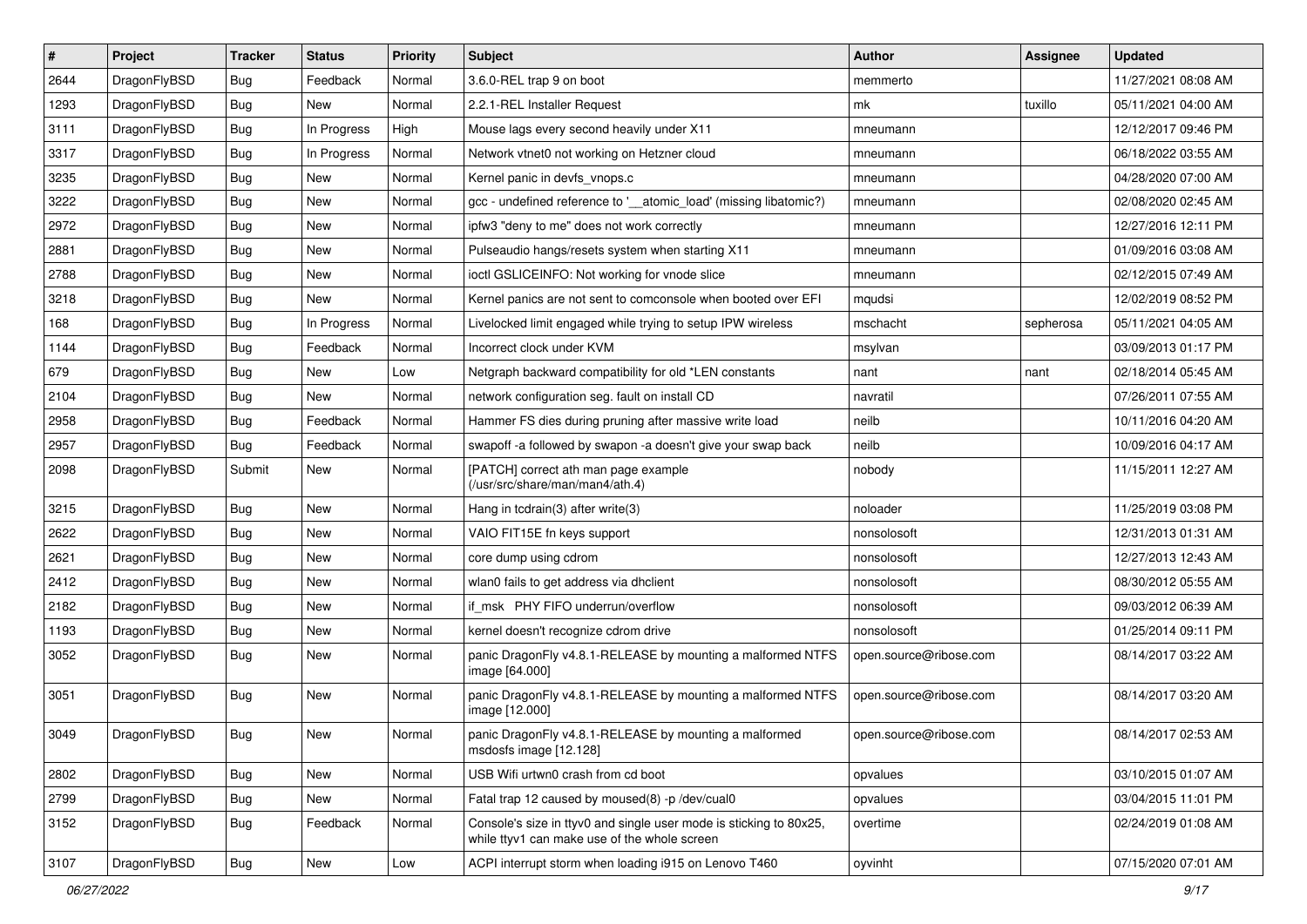| # | Project | Tracker | Status | Priority | Subject | Author | Assignee | Updated |
|---|---|---|---|---|---|---|---|---|
| 2644 | DragonFlyBSD | Bug | Feedback | Normal | 3.6.0-REL trap 9 on boot | memmerto | | 11/27/2021 08:08 AM |
| 1293 | DragonFlyBSD | Bug | New | Normal | 2.2.1-REL Installer Request | mk | tuxillo | 05/11/2021 04:00 AM |
| 3111 | DragonFlyBSD | Bug | In Progress | High | Mouse lags every second heavily under X11 | mneumann | | 12/12/2017 09:46 PM |
| 3317 | DragonFlyBSD | Bug | In Progress | Normal | Network vtnet0 not working on Hetzner cloud | mneumann | | 06/18/2022 03:55 AM |
| 3235 | DragonFlyBSD | Bug | New | Normal | Kernel panic in devfs_vnops.c | mneumann | | 04/28/2020 07:00 AM |
| 3222 | DragonFlyBSD | Bug | New | Normal | gcc - undefined reference to '__atomic_load' (missing libatomic?) | mneumann | | 02/08/2020 02:45 AM |
| 2972 | DragonFlyBSD | Bug | New | Normal | ipfw3 "deny to me" does not work correctly | mneumann | | 12/27/2016 12:11 PM |
| 2881 | DragonFlyBSD | Bug | New | Normal | Pulseaudio hangs/resets system when starting X11 | mneumann | | 01/09/2016 03:08 AM |
| 2788 | DragonFlyBSD | Bug | New | Normal | ioctl GSLICEINFO: Not working for vnode slice | mneumann | | 02/12/2015 07:49 AM |
| 3218 | DragonFlyBSD | Bug | New | Normal | Kernel panics are not sent to comconsole when booted over EFI | mqudsi | | 12/02/2019 08:52 PM |
| 168 | DragonFlyBSD | Bug | In Progress | Normal | Livelocked limit engaged while trying to setup IPW wireless | mschacht | sepherosa | 05/11/2021 04:05 AM |
| 1144 | DragonFlyBSD | Bug | Feedback | Normal | Incorrect clock under KVM | msylvan | | 03/09/2013 01:17 PM |
| 679 | DragonFlyBSD | Bug | New | Low | Netgraph backward compatibility for old *LEN constants | nant | nant | 02/18/2014 05:45 AM |
| 2104 | DragonFlyBSD | Bug | New | Normal | network configuration seg. fault on install CD | navratil | | 07/26/2011 07:55 AM |
| 2958 | DragonFlyBSD | Bug | Feedback | Normal | Hammer FS dies during pruning after massive write load | neilb | | 10/11/2016 04:20 AM |
| 2957 | DragonFlyBSD | Bug | Feedback | Normal | swapoff -a followed by swapon -a doesn't give your swap back | neilb | | 10/09/2016 04:17 AM |
| 2098 | DragonFlyBSD | Submit | New | Normal | [PATCH] correct ath man page example (/usr/src/share/man/man4/ath.4) | nobody | | 11/15/2011 12:27 AM |
| 3215 | DragonFlyBSD | Bug | New | Normal | Hang in tcdrain(3) after write(3) | noloader | | 11/25/2019 03:08 PM |
| 2622 | DragonFlyBSD | Bug | New | Normal | VAIO FIT15E fn keys support | nonsolosoft | | 12/31/2013 01:31 AM |
| 2621 | DragonFlyBSD | Bug | New | Normal | core dump using cdrom | nonsolosoft | | 12/27/2013 12:43 AM |
| 2412 | DragonFlyBSD | Bug | New | Normal | wlan0 fails to get address via dhclient | nonsolosoft | | 08/30/2012 05:55 AM |
| 2182 | DragonFlyBSD | Bug | New | Normal | if_msk PHY FIFO underrun/overflow | nonsolosoft | | 09/03/2012 06:39 AM |
| 1193 | DragonFlyBSD | Bug | New | Normal | kernel doesn't recognize cdrom drive | nonsolosoft | | 01/25/2014 09:11 PM |
| 3052 | DragonFlyBSD | Bug | New | Normal | panic DragonFly v4.8.1-RELEASE by mounting a malformed NTFS image [64.000] | open.source@ribose.com | | 08/14/2017 03:22 AM |
| 3051 | DragonFlyBSD | Bug | New | Normal | panic DragonFly v4.8.1-RELEASE by mounting a malformed NTFS image [12.000] | open.source@ribose.com | | 08/14/2017 03:20 AM |
| 3049 | DragonFlyBSD | Bug | New | Normal | panic DragonFly v4.8.1-RELEASE by mounting a malformed msdosfs image [12.128] | open.source@ribose.com | | 08/14/2017 02:53 AM |
| 2802 | DragonFlyBSD | Bug | New | Normal | USB Wifi urtwn0 crash from cd boot | opvalues | | 03/10/2015 01:07 AM |
| 2799 | DragonFlyBSD | Bug | New | Normal | Fatal trap 12 caused by moused(8) -p /dev/cual0 | opvalues | | 03/04/2015 11:01 PM |
| 3152 | DragonFlyBSD | Bug | Feedback | Normal | Console's size in ttyv0 and single user mode is sticking to 80x25, while ttyv1 can make use of the whole screen | overtime | | 02/24/2019 01:08 AM |
| 3107 | DragonFlyBSD | Bug | New | Low | ACPI interrupt storm when loading i915 on Lenovo T460 | oyvinht | | 07/15/2020 07:01 AM |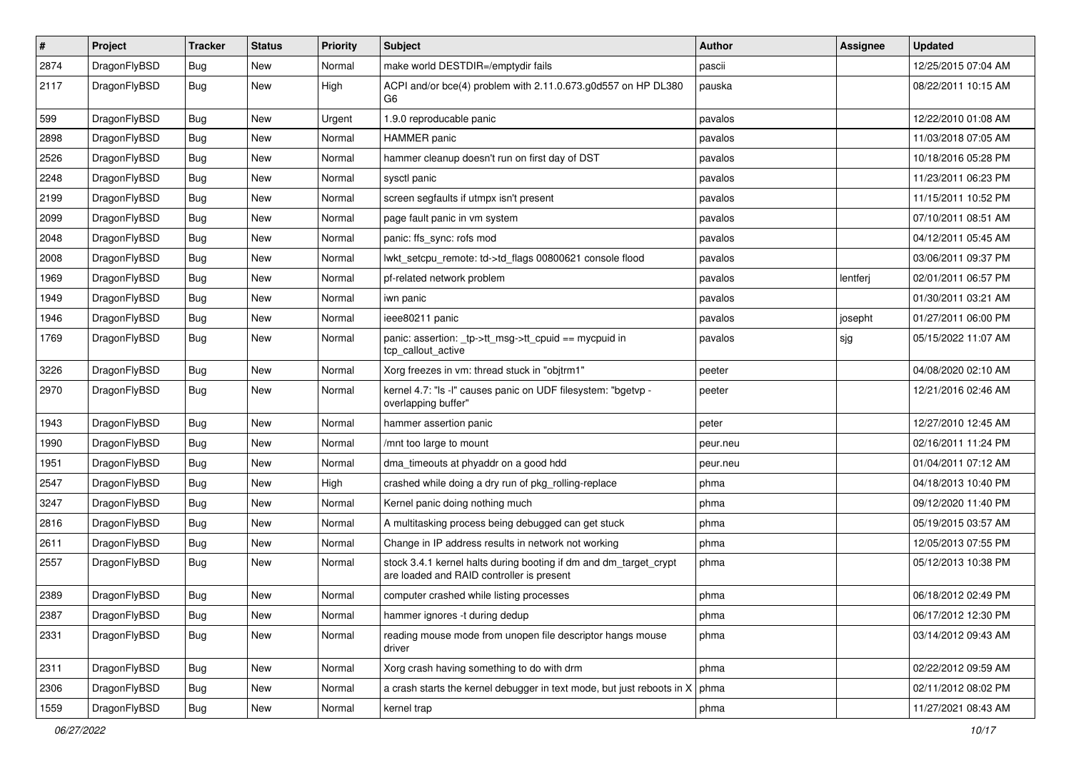| # | Project | Tracker | Status | Priority | Subject | Author | Assignee | Updated |
|---|---|---|---|---|---|---|---|---|
| 2874 | DragonFlyBSD | Bug | New | Normal | make world DESTDIR=/emptydir fails | pascii | | 12/25/2015 07:04 AM |
| 2117 | DragonFlyBSD | Bug | New | High | ACPI and/or bce(4) problem with 2.11.0.673.g0d557 on HP DL380 G6 | pauska | | 08/22/2011 10:15 AM |
| 599 | DragonFlyBSD | Bug | New | Urgent | 1.9.0 reproducable panic | pavalos | | 12/22/2010 01:08 AM |
| 2898 | DragonFlyBSD | Bug | New | Normal | HAMMER panic | pavalos | | 11/03/2018 07:05 AM |
| 2526 | DragonFlyBSD | Bug | New | Normal | hammer cleanup doesn't run on first day of DST | pavalos | | 10/18/2016 05:28 PM |
| 2248 | DragonFlyBSD | Bug | New | Normal | sysctl panic | pavalos | | 11/23/2011 06:23 PM |
| 2199 | DragonFlyBSD | Bug | New | Normal | screen segfaults if utmpx isn't present | pavalos | | 11/15/2011 10:52 PM |
| 2099 | DragonFlyBSD | Bug | New | Normal | page fault panic in vm system | pavalos | | 07/10/2011 08:51 AM |
| 2048 | DragonFlyBSD | Bug | New | Normal | panic: ffs_sync: rofs mod | pavalos | | 04/12/2011 05:45 AM |
| 2008 | DragonFlyBSD | Bug | New | Normal | lwkt_setcpu_remote: td->td_flags 00800621 console flood | pavalos | | 03/06/2011 09:37 PM |
| 1969 | DragonFlyBSD | Bug | New | Normal | pf-related network problem | pavalos | lentferj | 02/01/2011 06:57 PM |
| 1949 | DragonFlyBSD | Bug | New | Normal | iwn panic | pavalos | | 01/30/2011 03:21 AM |
| 1946 | DragonFlyBSD | Bug | New | Normal | ieee80211 panic | pavalos | josepht | 01/27/2011 06:00 PM |
| 1769 | DragonFlyBSD | Bug | New | Normal | panic: assertion: _tp->tt_msg->tt_cpuid == mycpuid in tcp_callout_active | pavalos | sjg | 05/15/2022 11:07 AM |
| 3226 | DragonFlyBSD | Bug | New | Normal | Xorg freezes in vm: thread stuck in "objtrm1" | peeter | | 04/08/2020 02:10 AM |
| 2970 | DragonFlyBSD | Bug | New | Normal | kernel 4.7: "ls -l" causes panic on UDF filesystem: "bgetvp - overlapping buffer" | peeter | | 12/21/2016 02:46 AM |
| 1943 | DragonFlyBSD | Bug | New | Normal | hammer assertion panic | peter | | 12/27/2010 12:45 AM |
| 1990 | DragonFlyBSD | Bug | New | Normal | /mnt too large to mount | peur.neu | | 02/16/2011 11:24 PM |
| 1951 | DragonFlyBSD | Bug | New | Normal | dma_timeouts at phyaddr on a good hdd | peur.neu | | 01/04/2011 07:12 AM |
| 2547 | DragonFlyBSD | Bug | New | High | crashed while doing a dry run of pkg_rolling-replace | phma | | 04/18/2013 10:40 PM |
| 3247 | DragonFlyBSD | Bug | New | Normal | Kernel panic doing nothing much | phma | | 09/12/2020 11:40 PM |
| 2816 | DragonFlyBSD | Bug | New | Normal | A multitasking process being debugged can get stuck | phma | | 05/19/2015 03:57 AM |
| 2611 | DragonFlyBSD | Bug | New | Normal | Change in IP address results in network not working | phma | | 12/05/2013 07:55 PM |
| 2557 | DragonFlyBSD | Bug | New | Normal | stock 3.4.1 kernel halts during booting if dm and dm_target_crypt are loaded and RAID controller is present | phma | | 05/12/2013 10:38 PM |
| 2389 | DragonFlyBSD | Bug | New | Normal | computer crashed while listing processes | phma | | 06/18/2012 02:49 PM |
| 2387 | DragonFlyBSD | Bug | New | Normal | hammer ignores -t during dedup | phma | | 06/17/2012 12:30 PM |
| 2331 | DragonFlyBSD | Bug | New | Normal | reading mouse mode from unopen file descriptor hangs mouse driver | phma | | 03/14/2012 09:43 AM |
| 2311 | DragonFlyBSD | Bug | New | Normal | Xorg crash having something to do with drm | phma | | 02/22/2012 09:59 AM |
| 2306 | DragonFlyBSD | Bug | New | Normal | a crash starts the kernel debugger in text mode, but just reboots in X | phma | | 02/11/2012 08:02 PM |
| 1559 | DragonFlyBSD | Bug | New | Normal | kernel trap | phma | | 11/27/2021 08:43 AM |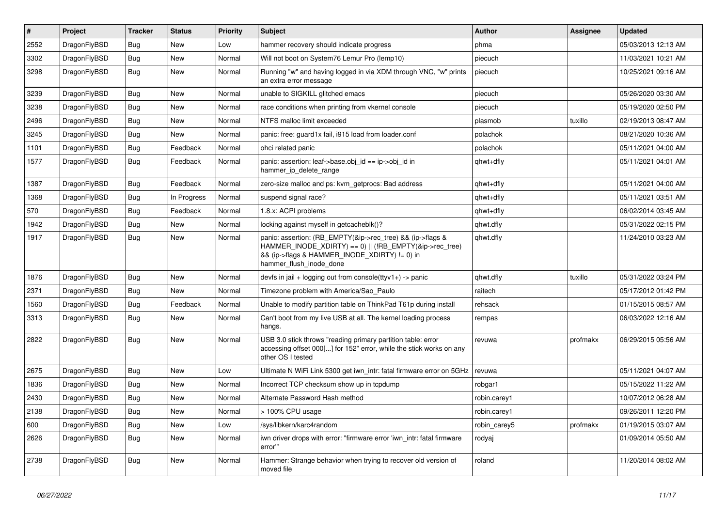| # | Project | Tracker | Status | Priority | Subject | Author | Assignee | Updated |
|---|---|---|---|---|---|---|---|---|
| 2552 | DragonFlyBSD | Bug | New | Low | hammer recovery should indicate progress | phma | | 05/03/2013 12:13 AM |
| 3302 | DragonFlyBSD | Bug | New | Normal | Will not boot on System76 Lemur Pro (lemp10) | piecuch | | 11/03/2021 10:21 AM |
| 3298 | DragonFlyBSD | Bug | New | Normal | Running "w" and having logged in via XDM through VNC, "w" prints an extra error message | piecuch | | 10/25/2021 09:16 AM |
| 3239 | DragonFlyBSD | Bug | New | Normal | unable to SIGKILL glitched emacs | piecuch | | 05/26/2020 03:30 AM |
| 3238 | DragonFlyBSD | Bug | New | Normal | race conditions when printing from vkernel console | piecuch | | 05/19/2020 02:50 PM |
| 2496 | DragonFlyBSD | Bug | New | Normal | NTFS malloc limit exceeded | plasmob | tuxillo | 02/19/2013 08:47 AM |
| 3245 | DragonFlyBSD | Bug | New | Normal | panic: free: guard1x fail, i915 load from loader.conf | polachok | | 08/21/2020 10:36 AM |
| 1101 | DragonFlyBSD | Bug | Feedback | Normal | ohci related panic | polachok | | 05/11/2021 04:00 AM |
| 1577 | DragonFlyBSD | Bug | Feedback | Normal | panic: assertion: leaf->base.obj_id == ip->obj_id in hammer_ip_delete_range | qhwt+dfly | | 05/11/2021 04:01 AM |
| 1387 | DragonFlyBSD | Bug | Feedback | Normal | zero-size malloc and ps: kvm_getprocs: Bad address | qhwt+dfly | | 05/11/2021 04:00 AM |
| 1368 | DragonFlyBSD | Bug | In Progress | Normal | suspend signal race? | qhwt+dfly | | 05/11/2021 03:51 AM |
| 570 | DragonFlyBSD | Bug | Feedback | Normal | 1.8.x: ACPI problems | qhwt+dfly | | 06/02/2014 03:45 AM |
| 1942 | DragonFlyBSD | Bug | New | Normal | locking against myself in getcacheblk()? | qhwt.dfly | | 05/31/2022 02:15 PM |
| 1917 | DragonFlyBSD | Bug | New | Normal | panic: assertion: (RB_EMPTY(&ip->rec_tree) && (ip->flags & HAMMER_INODE_XDIRTY) == 0) \|\| (!RB_EMPTY(&ip->rec_tree) && (ip->flags & HAMMER_INODE_XDIRTY) != 0) in hammer_flush_inode_done | qhwt.dfly | | 11/24/2010 03:23 AM |
| 1876 | DragonFlyBSD | Bug | New | Normal | devfs in jail + logging out from console(ttyv1+) -> panic | qhwt.dfly | tuxillo | 05/31/2022 03:24 PM |
| 2371 | DragonFlyBSD | Bug | New | Normal | Timezone problem with America/Sao_Paulo | raitech | | 05/17/2012 01:42 PM |
| 1560 | DragonFlyBSD | Bug | Feedback | Normal | Unable to modify partition table on ThinkPad T61p during install | rehsack | | 01/15/2015 08:57 AM |
| 3313 | DragonFlyBSD | Bug | New | Normal | Can't boot from my live USB at all. The kernel loading process hangs. | rempas | | 06/03/2022 12:16 AM |
| 2822 | DragonFlyBSD | Bug | New | Normal | USB 3.0 stick throws "reading primary partition table: error accessing offset 000[...] for 152" error, while the stick works on any other OS I tested | revuwa | profmakx | 06/29/2015 05:56 AM |
| 2675 | DragonFlyBSD | Bug | New | Low | Ultimate N WiFi Link 5300 get iwn_intr: fatal firmware error on 5GHz | revuwa | | 05/11/2021 04:07 AM |
| 1836 | DragonFlyBSD | Bug | New | Normal | Incorrect TCP checksum show up in tcpdump | robgar1 | | 05/15/2022 11:22 AM |
| 2430 | DragonFlyBSD | Bug | New | Normal | Alternate Password Hash method | robin.carey1 | | 10/07/2012 06:28 AM |
| 2138 | DragonFlyBSD | Bug | New | Normal | > 100% CPU usage | robin.carey1 | | 09/26/2011 12:20 PM |
| 600 | DragonFlyBSD | Bug | New | Low | /sys/libkern/karc4random | robin_carey5 | profmakx | 01/19/2015 03:07 AM |
| 2626 | DragonFlyBSD | Bug | New | Normal | iwn driver drops with error: "firmware error 'iwn_intr: fatal firmware error'" | rodyaj | | 01/09/2014 05:50 AM |
| 2738 | DragonFlyBSD | Bug | New | Normal | Hammer: Strange behavior when trying to recover old version of moved file | roland | | 11/20/2014 08:02 AM |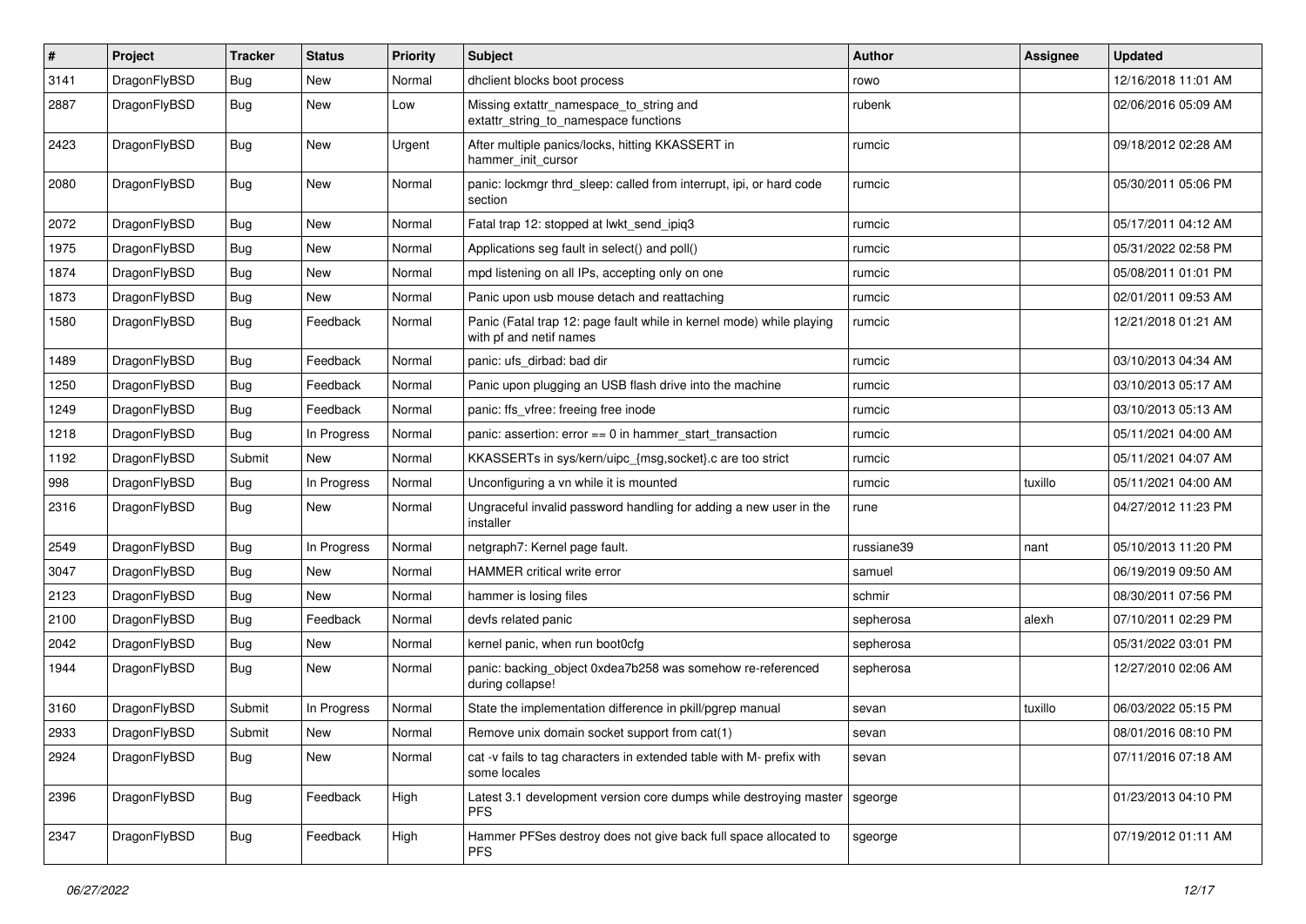| # | Project | Tracker | Status | Priority | Subject | Author | Assignee | Updated |
|---|---|---|---|---|---|---|---|---|
| 3141 | DragonFlyBSD | Bug | New | Normal | dhclient blocks boot process | rowo | | 12/16/2018 11:01 AM |
| 2887 | DragonFlyBSD | Bug | New | Low | Missing extattr_namespace_to_string and extattr_string_to_namespace functions | rubenk | | 02/06/2016 05:09 AM |
| 2423 | DragonFlyBSD | Bug | New | Urgent | After multiple panics/locks, hitting KKASSERT in hammer_init_cursor | rumcic | | 09/18/2012 02:28 AM |
| 2080 | DragonFlyBSD | Bug | New | Normal | panic: lockmgr thrd_sleep: called from interrupt, ipi, or hard code section | rumcic | | 05/30/2011 05:06 PM |
| 2072 | DragonFlyBSD | Bug | New | Normal | Fatal trap 12: stopped at lwkt_send_ipiq3 | rumcic | | 05/17/2011 04:12 AM |
| 1975 | DragonFlyBSD | Bug | New | Normal | Applications seg fault in select() and poll() | rumcic | | 05/31/2022 02:58 PM |
| 1874 | DragonFlyBSD | Bug | New | Normal | mpd listening on all IPs, accepting only on one | rumcic | | 05/08/2011 01:01 PM |
| 1873 | DragonFlyBSD | Bug | New | Normal | Panic upon usb mouse detach and reattaching | rumcic | | 02/01/2011 09:53 AM |
| 1580 | DragonFlyBSD | Bug | Feedback | Normal | Panic (Fatal trap 12: page fault while in kernel mode) while playing with pf and netif names | rumcic | | 12/21/2018 01:21 AM |
| 1489 | DragonFlyBSD | Bug | Feedback | Normal | panic: ufs_dirbad: bad dir | rumcic | | 03/10/2013 04:34 AM |
| 1250 | DragonFlyBSD | Bug | Feedback | Normal | Panic upon plugging an USB flash drive into the machine | rumcic | | 03/10/2013 05:17 AM |
| 1249 | DragonFlyBSD | Bug | Feedback | Normal | panic: ffs_vfree: freeing free inode | rumcic | | 03/10/2013 05:13 AM |
| 1218 | DragonFlyBSD | Bug | In Progress | Normal | panic: assertion: error == 0 in hammer_start_transaction | rumcic | | 05/11/2021 04:00 AM |
| 1192 | DragonFlyBSD | Submit | New | Normal | KKASSERTs in sys/kern/uipc_{msg,socket}.c are too strict | rumcic | | 05/11/2021 04:07 AM |
| 998 | DragonFlyBSD | Bug | In Progress | Normal | Unconfiguring a vn while it is mounted | rumcic | tuxillo | 05/11/2021 04:00 AM |
| 2316 | DragonFlyBSD | Bug | New | Normal | Ungraceful invalid password handling for adding a new user in the installer | rune | | 04/27/2012 11:23 PM |
| 2549 | DragonFlyBSD | Bug | In Progress | Normal | netgraph7: Kernel page fault. | russiane39 | nant | 05/10/2013 11:20 PM |
| 3047 | DragonFlyBSD | Bug | New | Normal | HAMMER critical write error | samuel | | 06/19/2019 09:50 AM |
| 2123 | DragonFlyBSD | Bug | New | Normal | hammer is losing files | schmir | | 08/30/2011 07:56 PM |
| 2100 | DragonFlyBSD | Bug | Feedback | Normal | devfs related panic | sepherosa | alexh | 07/10/2011 02:29 PM |
| 2042 | DragonFlyBSD | Bug | New | Normal | kernel panic, when run boot0cfg | sepherosa | | 05/31/2022 03:01 PM |
| 1944 | DragonFlyBSD | Bug | New | Normal | panic: backing_object 0xdea7b258 was somehow re-referenced during collapse! | sepherosa | | 12/27/2010 02:06 AM |
| 3160 | DragonFlyBSD | Submit | In Progress | Normal | State the implementation difference in pkill/pgrep manual | sevan | tuxillo | 06/03/2022 05:15 PM |
| 2933 | DragonFlyBSD | Submit | New | Normal | Remove unix domain socket support from cat(1) | sevan | | 08/01/2016 08:10 PM |
| 2924 | DragonFlyBSD | Bug | New | Normal | cat -v fails to tag characters in extended table with M- prefix with some locales | sevan | | 07/11/2016 07:18 AM |
| 2396 | DragonFlyBSD | Bug | Feedback | High | Latest 3.1 development version core dumps while destroying master PFS | sgeorge | | 01/23/2013 04:10 PM |
| 2347 | DragonFlyBSD | Bug | Feedback | High | Hammer PFSes destroy does not give back full space allocated to PFS | sgeorge | | 07/19/2012 01:11 AM |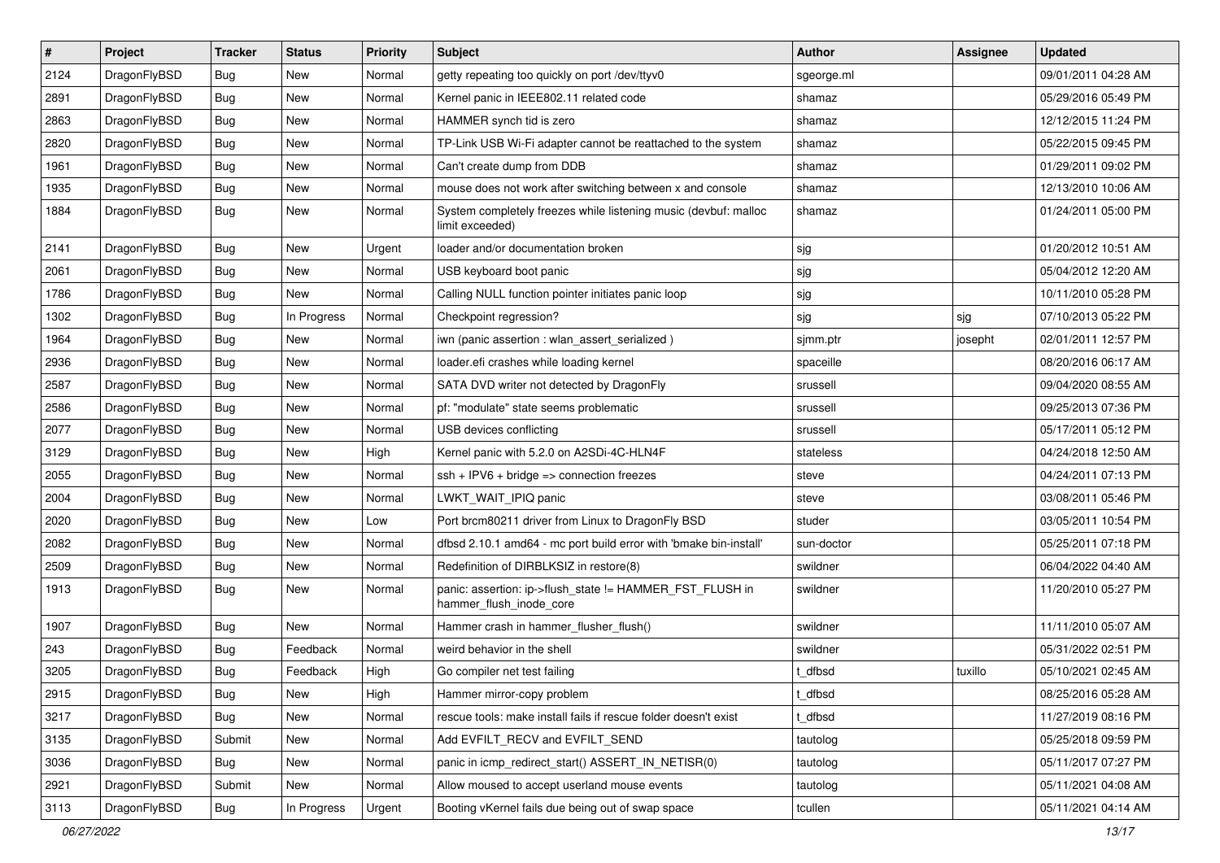| # | Project | Tracker | Status | Priority | Subject | Author | Assignee | Updated |
|---|---|---|---|---|---|---|---|---|
| 2124 | DragonFlyBSD | Bug | New | Normal | getty repeating too quickly on port /dev/ttyv0 | sgeorge.ml | | 09/01/2011 04:28 AM |
| 2891 | DragonFlyBSD | Bug | New | Normal | Kernel panic in IEEE802.11 related code | shamaz | | 05/29/2016 05:49 PM |
| 2863 | DragonFlyBSD | Bug | New | Normal | HAMMER synch tid is zero | shamaz | | 12/12/2015 11:24 PM |
| 2820 | DragonFlyBSD | Bug | New | Normal | TP-Link USB Wi-Fi adapter cannot be reattached to the system | shamaz | | 05/22/2015 09:45 PM |
| 1961 | DragonFlyBSD | Bug | New | Normal | Can't create dump from DDB | shamaz | | 01/29/2011 09:02 PM |
| 1935 | DragonFlyBSD | Bug | New | Normal | mouse does not work after switching between x and console | shamaz | | 12/13/2010 10:06 AM |
| 1884 | DragonFlyBSD | Bug | New | Normal | System completely freezes while listening music (devbuf: malloc limit exceeded) | shamaz | | 01/24/2011 05:00 PM |
| 2141 | DragonFlyBSD | Bug | New | Urgent | loader and/or documentation broken | sjg | | 01/20/2012 10:51 AM |
| 2061 | DragonFlyBSD | Bug | New | Normal | USB keyboard boot panic | sjg | | 05/04/2012 12:20 AM |
| 1786 | DragonFlyBSD | Bug | New | Normal | Calling NULL function pointer initiates panic loop | sjg | | 10/11/2010 05:28 PM |
| 1302 | DragonFlyBSD | Bug | In Progress | Normal | Checkpoint regression? | sjg | sjg | 07/10/2013 05:22 PM |
| 1964 | DragonFlyBSD | Bug | New | Normal | iwn (panic assertion : wlan_assert_serialized ) | sjmm.ptr | josepht | 02/01/2011 12:57 PM |
| 2936 | DragonFlyBSD | Bug | New | Normal | loader.efi crashes while loading kernel | spaceille | | 08/20/2016 06:17 AM |
| 2587 | DragonFlyBSD | Bug | New | Normal | SATA DVD writer not detected by DragonFly | srussell | | 09/04/2020 08:55 AM |
| 2586 | DragonFlyBSD | Bug | New | Normal | pf: "modulate" state seems problematic | srussell | | 09/25/2013 07:36 PM |
| 2077 | DragonFlyBSD | Bug | New | Normal | USB devices conflicting | srussell | | 05/17/2011 05:12 PM |
| 3129 | DragonFlyBSD | Bug | New | High | Kernel panic with 5.2.0 on A2SDi-4C-HLN4F | stateless | | 04/24/2018 12:50 AM |
| 2055 | DragonFlyBSD | Bug | New | Normal | ssh + IPV6 + bridge => connection freezes | steve | | 04/24/2011 07:13 PM |
| 2004 | DragonFlyBSD | Bug | New | Normal | LWKT_WAIT_IPIQ panic | steve | | 03/08/2011 05:46 PM |
| 2020 | DragonFlyBSD | Bug | New | Low | Port brcm80211 driver from Linux to DragonFly BSD | studer | | 03/05/2011 10:54 PM |
| 2082 | DragonFlyBSD | Bug | New | Normal | dfbsd 2.10.1 amd64 - mc port build error with 'bmake bin-install' | sun-doctor | | 05/25/2011 07:18 PM |
| 2509 | DragonFlyBSD | Bug | New | Normal | Redefinition of DIRBLKSIZ in restore(8) | swildner | | 06/04/2022 04:40 AM |
| 1913 | DragonFlyBSD | Bug | New | Normal | panic: assertion: ip->flush_state != HAMMER_FST_FLUSH in hammer_flush_inode_core | swildner | | 11/20/2010 05:27 PM |
| 1907 | DragonFlyBSD | Bug | New | Normal | Hammer crash in hammer_flusher_flush() | swildner | | 11/11/2010 05:07 AM |
| 243 | DragonFlyBSD | Bug | Feedback | Normal | weird behavior in the shell | swildner | | 05/31/2022 02:51 PM |
| 3205 | DragonFlyBSD | Bug | Feedback | High | Go compiler net test failing | t_dfbsd | tuxillo | 05/10/2021 02:45 AM |
| 2915 | DragonFlyBSD | Bug | New | High | Hammer mirror-copy problem | t_dfbsd | | 08/25/2016 05:28 AM |
| 3217 | DragonFlyBSD | Bug | New | Normal | rescue tools: make install fails if rescue folder doesn't exist | t_dfbsd | | 11/27/2019 08:16 PM |
| 3135 | DragonFlyBSD | Submit | New | Normal | Add EVFILT_RECV and EVFILT_SEND | tautolog | | 05/25/2018 09:59 PM |
| 3036 | DragonFlyBSD | Bug | New | Normal | panic in icmp_redirect_start() ASSERT_IN_NETISR(0) | tautolog | | 05/11/2017 07:27 PM |
| 2921 | DragonFlyBSD | Submit | New | Normal | Allow moused to accept userland mouse events | tautolog | | 05/11/2021 04:08 AM |
| 3113 | DragonFlyBSD | Bug | In Progress | Urgent | Booting vKernel fails due being out of swap space | tcullen | | 05/11/2021 04:14 AM |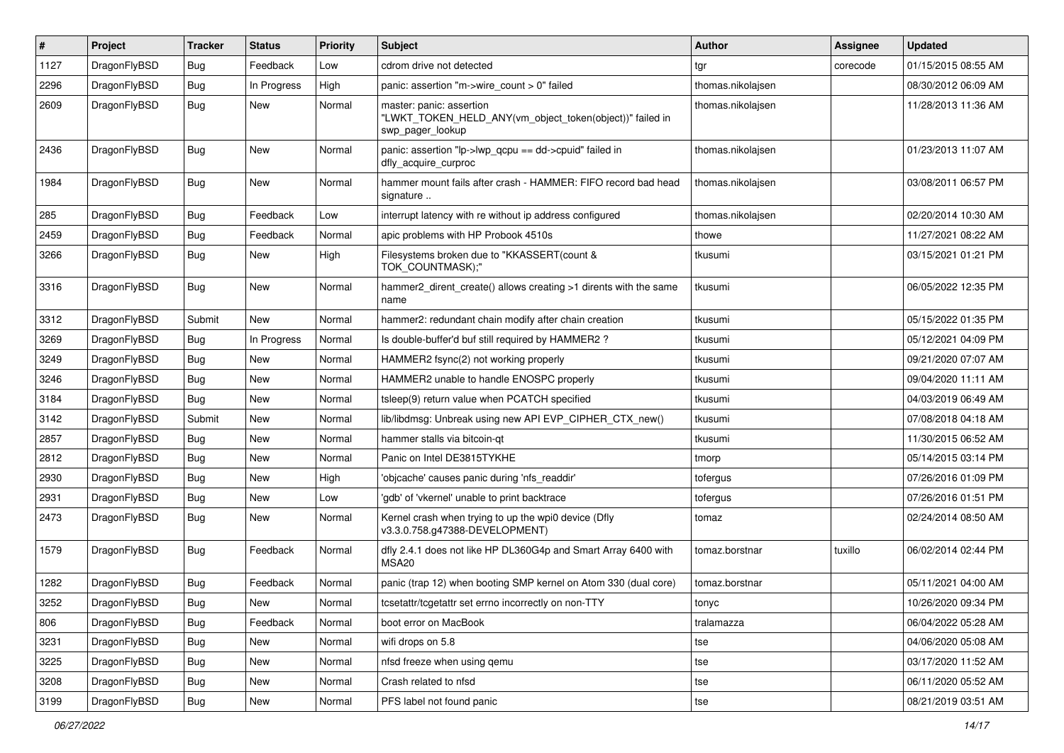| # | Project | Tracker | Status | Priority | Subject | Author | Assignee | Updated |
|---|---|---|---|---|---|---|---|---|
| 1127 | DragonFlyBSD | Bug | Feedback | Low | cdrom drive not detected | tgr | corecode | 01/15/2015 08:55 AM |
| 2296 | DragonFlyBSD | Bug | In Progress | High | panic: assertion "m->wire_count > 0" failed | thomas.nikolajsen | | 08/30/2012 06:09 AM |
| 2609 | DragonFlyBSD | Bug | New | Normal | master: panic: assertion "LWKT_TOKEN_HELD_ANY(vm_object_token(object))" failed in swp_pager_lookup | thomas.nikolajsen | | 11/28/2013 11:36 AM |
| 2436 | DragonFlyBSD | Bug | New | Normal | panic: assertion "lp->lwp_qcpu == dd->cpuid" failed in dfly_acquire_curproc | thomas.nikolajsen | | 01/23/2013 11:07 AM |
| 1984 | DragonFlyBSD | Bug | New | Normal | hammer mount fails after crash - HAMMER: FIFO record bad head signature .. | thomas.nikolajsen | | 03/08/2011 06:57 PM |
| 285 | DragonFlyBSD | Bug | Feedback | Low | interrupt latency with re without ip address configured | thomas.nikolajsen | | 02/20/2014 10:30 AM |
| 2459 | DragonFlyBSD | Bug | Feedback | Normal | apic problems with HP Probook 4510s | thowe | | 11/27/2021 08:22 AM |
| 3266 | DragonFlyBSD | Bug | New | High | Filesystems broken due to "KKASSERT(count & TOK_COUNTMASK);" | tkusumi | | 03/15/2021 01:21 PM |
| 3316 | DragonFlyBSD | Bug | New | Normal | hammer2_dirent_create() allows creating >1 dirents with the same name | tkusumi | | 06/05/2022 12:35 PM |
| 3312 | DragonFlyBSD | Submit | New | Normal | hammer2: redundant chain modify after chain creation | tkusumi | | 05/15/2022 01:35 PM |
| 3269 | DragonFlyBSD | Bug | In Progress | Normal | Is double-buffer'd buf still required by HAMMER2 ? | tkusumi | | 05/12/2021 04:09 PM |
| 3249 | DragonFlyBSD | Bug | New | Normal | HAMMER2 fsync(2) not working properly | tkusumi | | 09/21/2020 07:07 AM |
| 3246 | DragonFlyBSD | Bug | New | Normal | HAMMER2 unable to handle ENOSPC properly | tkusumi | | 09/04/2020 11:11 AM |
| 3184 | DragonFlyBSD | Bug | New | Normal | tsleep(9) return value when PCATCH specified | tkusumi | | 04/03/2019 06:49 AM |
| 3142 | DragonFlyBSD | Submit | New | Normal | lib/libdmsg: Unbreak using new API EVP_CIPHER_CTX_new() | tkusumi | | 07/08/2018 04:18 AM |
| 2857 | DragonFlyBSD | Bug | New | Normal | hammer stalls via bitcoin-qt | tkusumi | | 11/30/2015 06:52 AM |
| 2812 | DragonFlyBSD | Bug | New | Normal | Panic on Intel DE3815TYKHE | tmorp | | 05/14/2015 03:14 PM |
| 2930 | DragonFlyBSD | Bug | New | High | 'objcache' causes panic during 'nfs_readdir' | tofergus | | 07/26/2016 01:09 PM |
| 2931 | DragonFlyBSD | Bug | New | Low | 'gdb' of 'vkernel' unable to print backtrace | tofergus | | 07/26/2016 01:51 PM |
| 2473 | DragonFlyBSD | Bug | New | Normal | Kernel crash when trying to up the wpi0 device (Dfly v3.3.0.758.g47388-DEVELOPMENT) | tomaz | | 02/24/2014 08:50 AM |
| 1579 | DragonFlyBSD | Bug | Feedback | Normal | dfly 2.4.1 does not like HP DL360G4p and Smart Array 6400 with MSA20 | tomaz.borstnar | tuxillo | 06/02/2014 02:44 PM |
| 1282 | DragonFlyBSD | Bug | Feedback | Normal | panic (trap 12) when booting SMP kernel on Atom 330 (dual core) | tomaz.borstnar | | 05/11/2021 04:00 AM |
| 3252 | DragonFlyBSD | Bug | New | Normal | tcsetattr/tcgetattr set errno incorrectly on non-TTY | tonyc | | 10/26/2020 09:34 PM |
| 806 | DragonFlyBSD | Bug | Feedback | Normal | boot error on MacBook | tralamazza | | 06/04/2022 05:28 AM |
| 3231 | DragonFlyBSD | Bug | New | Normal | wifi drops on 5.8 | tse | | 04/06/2020 05:08 AM |
| 3225 | DragonFlyBSD | Bug | New | Normal | nfsd freeze when using qemu | tse | | 03/17/2020 11:52 AM |
| 3208 | DragonFlyBSD | Bug | New | Normal | Crash related to nfsd | tse | | 06/11/2020 05:52 AM |
| 3199 | DragonFlyBSD | Bug | New | Normal | PFS label not found panic | tse | | 08/21/2019 03:51 AM |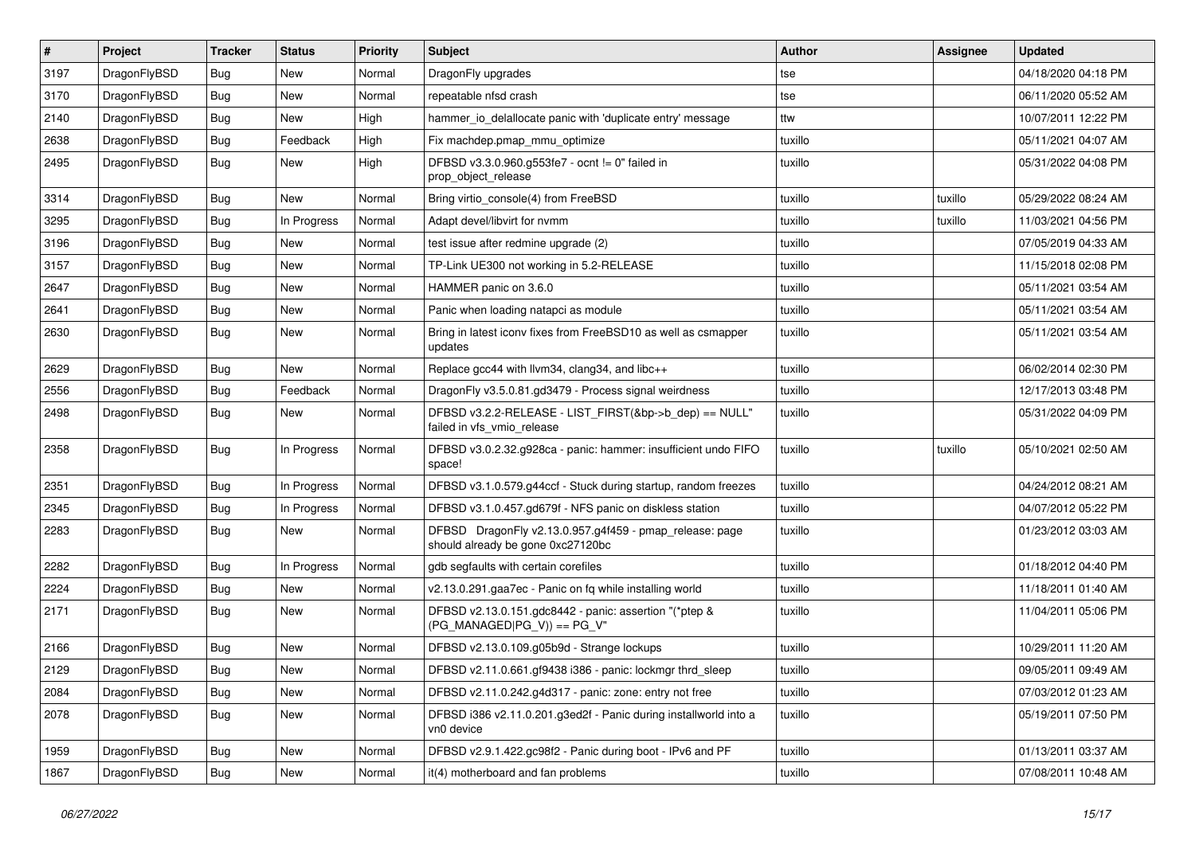| # | Project | Tracker | Status | Priority | Subject | Author | Assignee | Updated |
|---|---|---|---|---|---|---|---|---|
| 3197 | DragonFlyBSD | Bug | New | Normal | DragonFly upgrades | tse | | 04/18/2020 04:18 PM |
| 3170 | DragonFlyBSD | Bug | New | Normal | repeatable nfsd crash | tse | | 06/11/2020 05:52 AM |
| 2140 | DragonFlyBSD | Bug | New | High | hammer_io_delallocate panic with 'duplicate entry' message | ttw | | 10/07/2011 12:22 PM |
| 2638 | DragonFlyBSD | Bug | Feedback | High | Fix machdep.pmap_mmu_optimize | tuxillo | | 05/11/2021 04:07 AM |
| 2495 | DragonFlyBSD | Bug | New | High | DFBSD v3.3.0.960.g553fe7 - ocnt != 0" failed in prop_object_release | tuxillo | | 05/31/2022 04:08 PM |
| 3314 | DragonFlyBSD | Bug | New | Normal | Bring virtio_console(4) from FreeBSD | tuxillo | tuxillo | 05/29/2022 08:24 AM |
| 3295 | DragonFlyBSD | Bug | In Progress | Normal | Adapt devel/libvirt for nvmm | tuxillo | tuxillo | 11/03/2021 04:56 PM |
| 3196 | DragonFlyBSD | Bug | New | Normal | test issue after redmine upgrade (2) | tuxillo | | 07/05/2019 04:33 AM |
| 3157 | DragonFlyBSD | Bug | New | Normal | TP-Link UE300 not working in 5.2-RELEASE | tuxillo | | 11/15/2018 02:08 PM |
| 2647 | DragonFlyBSD | Bug | New | Normal | HAMMER panic on 3.6.0 | tuxillo | | 05/11/2021 03:54 AM |
| 2641 | DragonFlyBSD | Bug | New | Normal | Panic when loading natapci as module | tuxillo | | 05/11/2021 03:54 AM |
| 2630 | DragonFlyBSD | Bug | New | Normal | Bring in latest iconv fixes from FreeBSD10 as well as csmapper updates | tuxillo | | 05/11/2021 03:54 AM |
| 2629 | DragonFlyBSD | Bug | New | Normal | Replace gcc44 with llvm34, clang34, and libc++ | tuxillo | | 06/02/2014 02:30 PM |
| 2556 | DragonFlyBSD | Bug | Feedback | Normal | DragonFly v3.5.0.81.gd3479 - Process signal weirdness | tuxillo | | 12/17/2013 03:48 PM |
| 2498 | DragonFlyBSD | Bug | New | Normal | DFBSD v3.2.2-RELEASE - LIST_FIRST(&bp->b_dep) == NULL" failed in vfs_vmio_release | tuxillo | | 05/31/2022 04:09 PM |
| 2358 | DragonFlyBSD | Bug | In Progress | Normal | DFBSD v3.0.2.32.g928ca - panic: hammer: insufficient undo FIFO space! | tuxillo | tuxillo | 05/10/2021 02:50 AM |
| 2351 | DragonFlyBSD | Bug | In Progress | Normal | DFBSD v3.1.0.579.g44ccf - Stuck during startup, random freezes | tuxillo | | 04/24/2012 08:21 AM |
| 2345 | DragonFlyBSD | Bug | In Progress | Normal | DFBSD v3.1.0.457.gd679f - NFS panic on diskless station | tuxillo | | 04/07/2012 05:22 PM |
| 2283 | DragonFlyBSD | Bug | New | Normal | DFBSD DragonFly v2.13.0.957.g4f459 - pmap_release: page should already be gone 0xc27120bc | tuxillo | | 01/23/2012 03:03 AM |
| 2282 | DragonFlyBSD | Bug | In Progress | Normal | gdb segfaults with certain corefiles | tuxillo | | 01/18/2012 04:40 PM |
| 2224 | DragonFlyBSD | Bug | New | Normal | v2.13.0.291.gaa7ec - Panic on fq while installing world | tuxillo | | 11/18/2011 01:40 AM |
| 2171 | DragonFlyBSD | Bug | New | Normal | DFBSD v2.13.0.151.gdc8442 - panic: assertion "(*ptep & (PG_MANAGED\|PG_V)) == PG_V" | tuxillo | | 11/04/2011 05:06 PM |
| 2166 | DragonFlyBSD | Bug | New | Normal | DFBSD v2.13.0.109.g05b9d - Strange lockups | tuxillo | | 10/29/2011 11:20 AM |
| 2129 | DragonFlyBSD | Bug | New | Normal | DFBSD v2.11.0.661.gf9438 i386 - panic: lockmgr thrd_sleep | tuxillo | | 09/05/2011 09:49 AM |
| 2084 | DragonFlyBSD | Bug | New | Normal | DFBSD v2.11.0.242.g4d317 - panic: zone: entry not free | tuxillo | | 07/03/2012 01:23 AM |
| 2078 | DragonFlyBSD | Bug | New | Normal | DFBSD i386 v2.11.0.201.g3ed2f - Panic during installworld into a vn0 device | tuxillo | | 05/19/2011 07:50 PM |
| 1959 | DragonFlyBSD | Bug | New | Normal | DFBSD v2.9.1.422.gc98f2 - Panic during boot - IPv6 and PF | tuxillo | | 01/13/2011 03:37 AM |
| 1867 | DragonFlyBSD | Bug | New | Normal | it(4) motherboard and fan problems | tuxillo | | 07/08/2011 10:48 AM |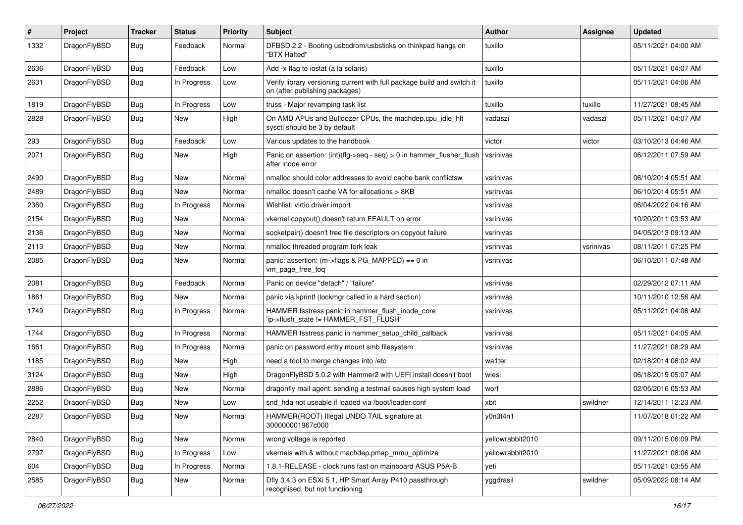| # | Project | Tracker | Status | Priority | Subject | Author | Assignee | Updated |
|---|---|---|---|---|---|---|---|---|
| 1332 | DragonFlyBSD | Bug | Feedback | Normal | DFBSD 2.2 - Booting usbcdrom/usbsticks on thinkpad hangs on "BTX Halted" | tuxillo | | 05/11/2021 04:00 AM |
| 2636 | DragonFlyBSD | Bug | Feedback | Low | Add -x flag to iostat (a la solaris) | tuxillo | | 05/11/2021 04:07 AM |
| 2631 | DragonFlyBSD | Bug | In Progress | Low | Verify library versioning current with full package build and switch it on (after publishing packages) | tuxillo | | 05/11/2021 04:06 AM |
| 1819 | DragonFlyBSD | Bug | In Progress | Low | truss - Major revamping task list | tuxillo | tuxillo | 11/27/2021 08:45 AM |
| 2828 | DragonFlyBSD | Bug | New | High | On AMD APUs and Bulldozer CPUs, the machdep.cpu_idle_hlt sysctl should be 3 by default | vadaszi | vadaszi | 05/11/2021 04:07 AM |
| 293 | DragonFlyBSD | Bug | Feedback | Low | Various updates to the handbook | victor | victor | 03/10/2013 04:46 AM |
| 2071 | DragonFlyBSD | Bug | New | High | Panic on assertion: (int)(flg->seq - seq) > 0 in hammer_flusher_flush after inode error | vsrinivas | | 06/12/2011 07:59 AM |
| 2490 | DragonFlyBSD | Bug | New | Normal | nmalloc should color addresses to avoid cache bank conflictsw | vsrinivas | | 06/10/2014 05:51 AM |
| 2489 | DragonFlyBSD | Bug | New | Normal | nmalloc doesn't cache VA for allocations > 8KB | vsrinivas | | 06/10/2014 05:51 AM |
| 2360 | DragonFlyBSD | Bug | In Progress | Normal | Wishlist: virtio driver import | vsrinivas | | 06/04/2022 04:16 AM |
| 2154 | DragonFlyBSD | Bug | New | Normal | vkernel copyout() doesn't return EFAULT on error | vsrinivas | | 10/20/2011 03:53 AM |
| 2136 | DragonFlyBSD | Bug | New | Normal | socketpair() doesn't free file descriptors on copyout failure | vsrinivas | | 04/05/2013 09:13 AM |
| 2113 | DragonFlyBSD | Bug | New | Normal | nmalloc threaded program fork leak | vsrinivas | vsrinivas | 08/11/2011 07:25 PM |
| 2085 | DragonFlyBSD | Bug | New | Normal | panic: assertion: (m->flags & PG_MAPPED) == 0 in vm_page_free_toq | vsrinivas | | 06/10/2011 07:48 AM |
| 2081 | DragonFlyBSD | Bug | Feedback | Normal | Panic on device "detach" / "failure" | vsrinivas | | 02/29/2012 07:11 AM |
| 1861 | DragonFlyBSD | Bug | New | Normal | panic via kprintf (lockmgr called in a hard section) | vsrinivas | | 10/11/2010 12:56 AM |
| 1749 | DragonFlyBSD | Bug | In Progress | Normal | HAMMER fsstress panic in hammer_flush_inode_core 'ip->flush_state != HAMMER_FST_FLUSH' | vsrinivas | | 05/11/2021 04:06 AM |
| 1744 | DragonFlyBSD | Bug | In Progress | Normal | HAMMER fsstress panic in hammer_setup_child_callback | vsrinivas | | 05/11/2021 04:05 AM |
| 1661 | DragonFlyBSD | Bug | In Progress | Normal | panic on password entry mount smb filesystem | vsrinivas | | 11/27/2021 08:29 AM |
| 1185 | DragonFlyBSD | Bug | New | High | need a tool to merge changes into /etc | wa1ter | | 02/18/2014 06:02 AM |
| 3124 | DragonFlyBSD | Bug | New | High | DragonFlyBSD 5.0.2 with Hammer2 with UEFI install doesn't boot | wiesl | | 06/18/2019 05:07 AM |
| 2886 | DragonFlyBSD | Bug | New | Normal | dragonfly mail agent: sending a testmail causes high system load | worf | | 02/05/2016 05:53 AM |
| 2252 | DragonFlyBSD | Bug | New | Low | snd_hda not useable if loaded via /boot/loader.conf | xbit | swildner | 12/14/2011 12:23 AM |
| 2287 | DragonFlyBSD | Bug | New | Normal | HAMMER(ROOT) Illegal UNDO TAIL signature at 300000001967c000 | y0n3t4n1 | | 11/07/2018 01:22 AM |
| 2840 | DragonFlyBSD | Bug | New | Normal | wrong voltage is reported | yellowrabbit2010 | | 09/11/2015 06:09 PM |
| 2797 | DragonFlyBSD | Bug | In Progress | Low | vkernels with & without machdep.pmap_mmu_optimize | yellowrabbit2010 | | 11/27/2021 08:06 AM |
| 604 | DragonFlyBSD | Bug | In Progress | Normal | 1.8.1-RELEASE - clock runs fast on mainboard ASUS P5A-B | yeti | | 05/11/2021 03:55 AM |
| 2585 | DragonFlyBSD | Bug | New | Normal | Dfly 3.4.3 on ESXi 5.1, HP Smart Array P410 passthrough recognised, but not functioning | yggdrasil | swildner | 05/09/2022 08:14 AM |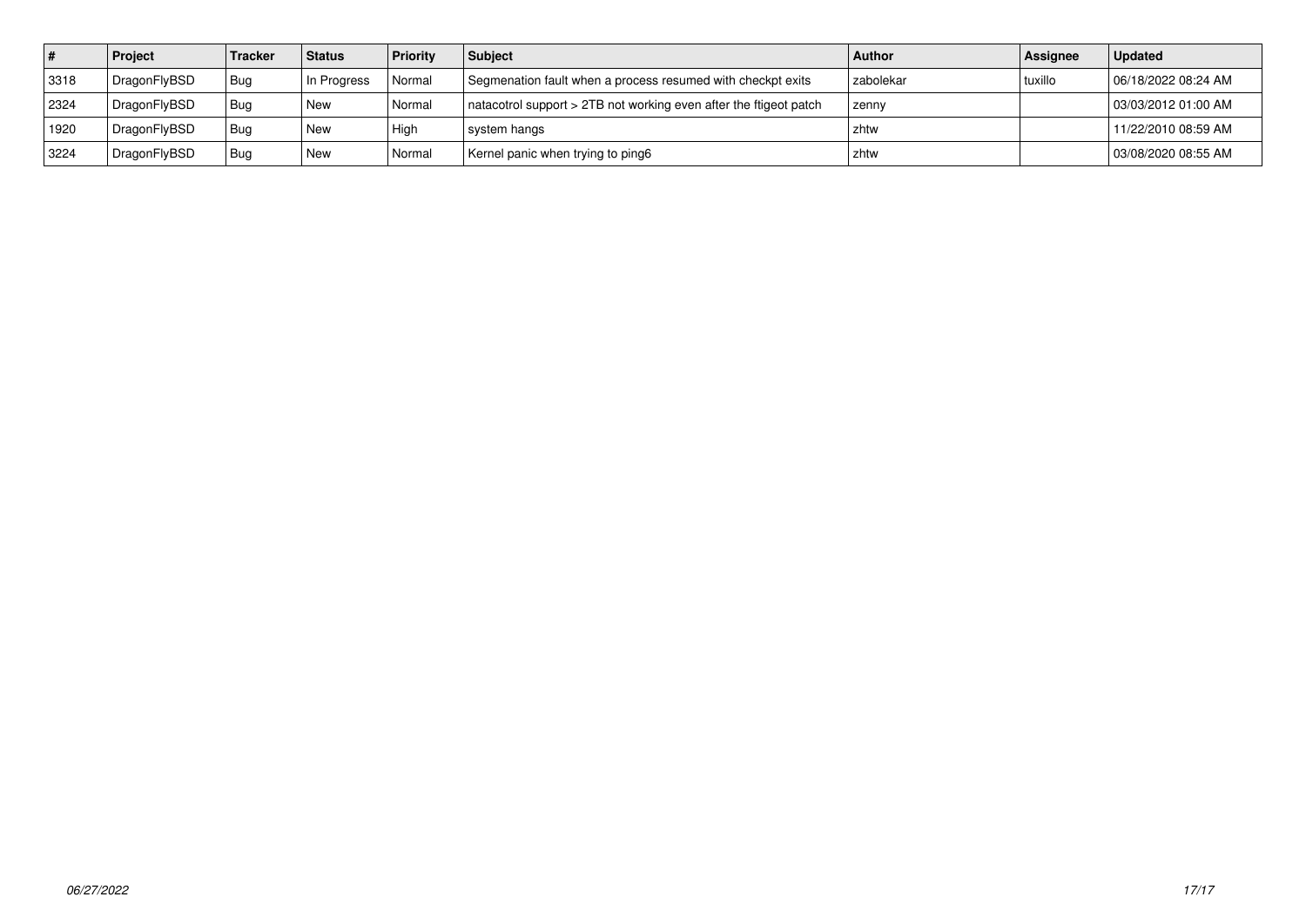| # | Project | Tracker | Status | Priority | Subject | Author | Assignee | Updated |
|---|---|---|---|---|---|---|---|---|
| 3318 | DragonFlyBSD | Bug | In Progress | Normal | Segmenation fault when a process resumed with checkpt exits | zabolekar | tuxillo | 06/18/2022 08:24 AM |
| 2324 | DragonFlyBSD | Bug | New | Normal | natacotrol support > 2TB not working even after the ftigeot patch | zenny | | 03/03/2012 01:00 AM |
| 1920 | DragonFlyBSD | Bug | New | High | system hangs | zhtw | | 11/22/2010 08:59 AM |
| 3224 | DragonFlyBSD | Bug | New | Normal | Kernel panic when trying to ping6 | zhtw | | 03/08/2020 08:55 AM |